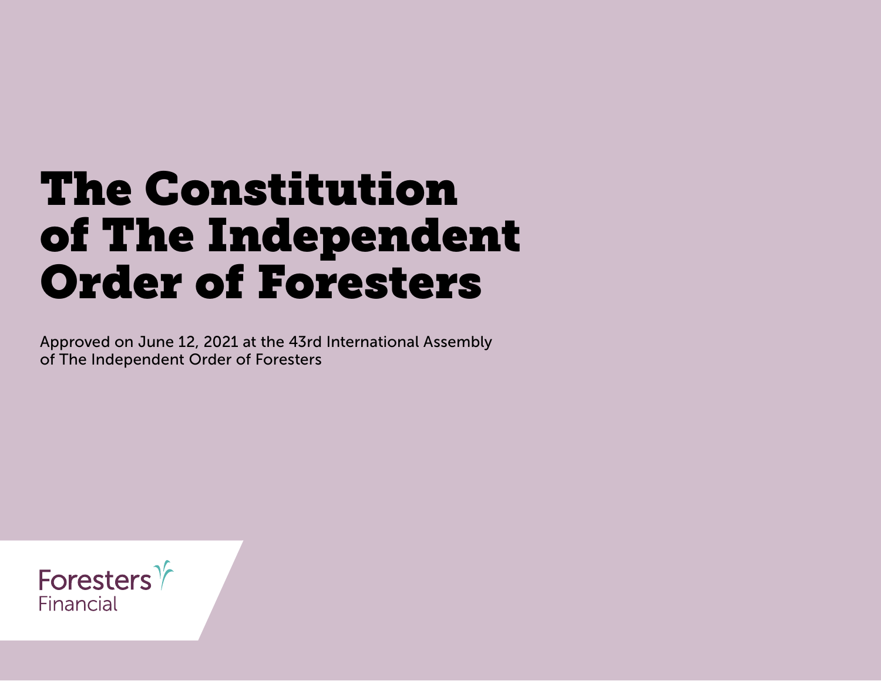# The Constitution of The Independent Order of Foresters

Approved on June 12, 2021 at the 43rd International Assembly of The Independent Order of Foresters

Foresters Financial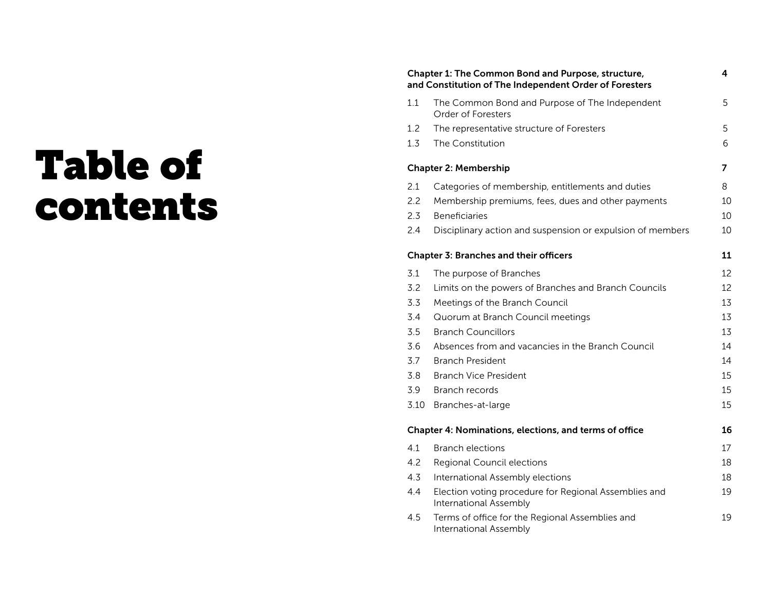# Table of contents

| | | |
|---|---|---|
| **Chapter 1: The Common Bond and Purpose, structure, and Constitution of The Independent Order of Foresters** | | **4** |
| 1.1 | The Common Bond and Purpose of The Independent Order of Foresters | 5 |
| 1.2 | The representative structure of Foresters | 5 |
| 1.3 | The Constitution | 6 |
| **Chapter 2: Membership** | | **7** |
| 2.1 | Categories of membership, entitlements and duties | 8 |
| 2.2 | Membership premiums, fees, dues and other payments | 10 |
| 2.3 | Beneficiaries | 10 |
| 2.4 | Disciplinary action and suspension or expulsion of members | 10 |
| **Chapter 3: Branches and their officers** | | **11** |
| 3.1 | The purpose of Branches | 12 |
| 3.2 | Limits on the powers of Branches and Branch Councils | 12 |
| 3.3 | Meetings of the Branch Council | 13 |
| 3.4 | Quorum at Branch Council meetings | 13 |
| 3.5 | Branch Councillors | 13 |
| 3.6 | Absences from and vacancies in the Branch Council | 14 |
| 3.7 | Branch President | 14 |
| 3.8 | Branch Vice President | 15 |
| 3.9 | Branch records | 15 |
| 3.10 | Branches-at-large | 15 |
| **Chapter 4: Nominations, elections, and terms of office** | | **16** |
| 4.1 | Branch elections | 17 |
| 4.2 | Regional Council elections | 18 |
| 4.3 | International Assembly elections | 18 |
| 4.4 | Election voting procedure for Regional Assemblies and International Assembly | 19 |
| 4.5 | Terms of office for the Regional Assemblies and International Assembly | 19 |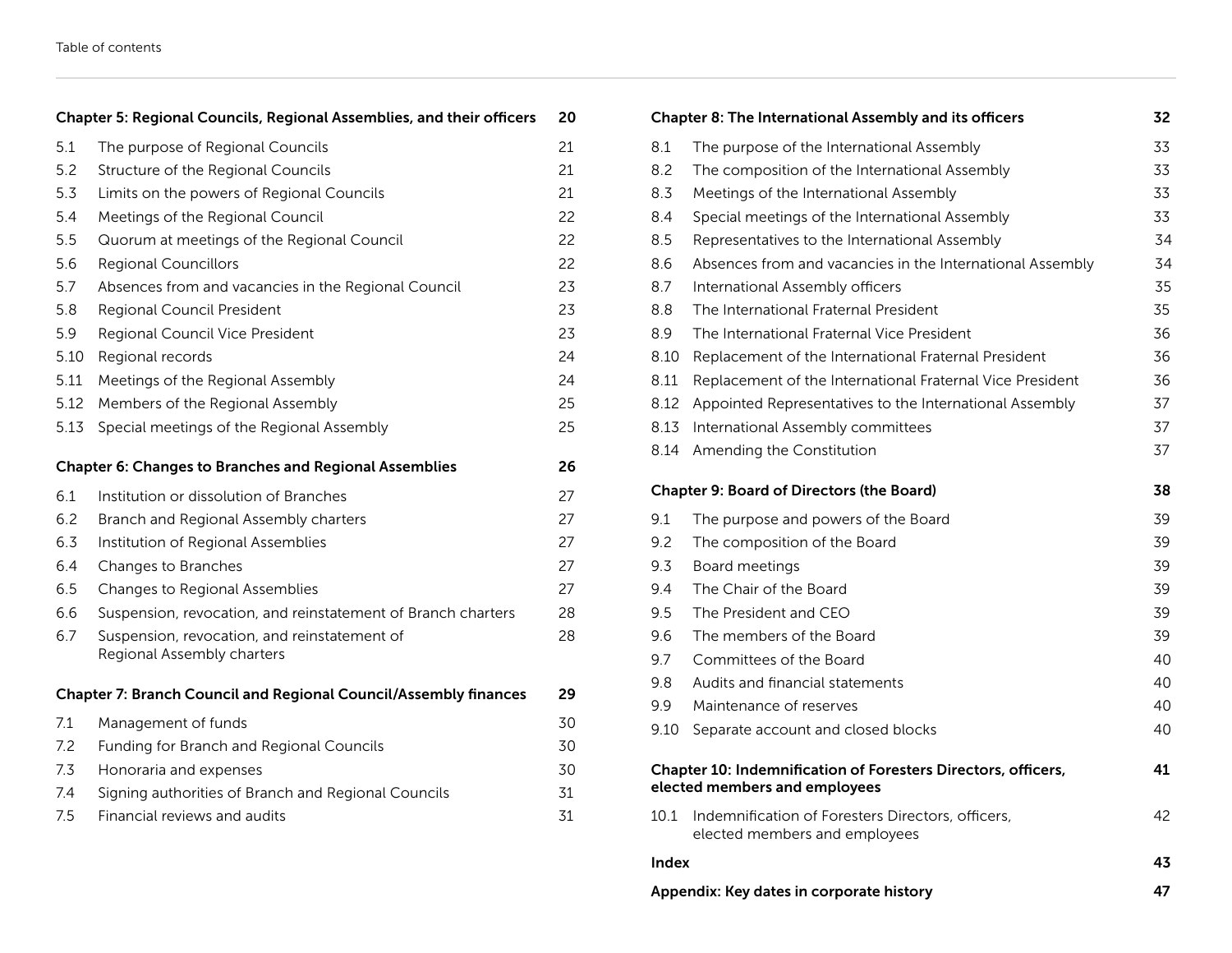| Chapter 5: Regional Councils, Regional Assemblies, and their officers | | 20 |
|---|---|---|
| 5.1 | The purpose of Regional Councils | 21 |
| 5.2 | Structure of the Regional Councils | 21 |
| 5.3 | Limits on the powers of Regional Councils | 21 |
| 5.4 | Meetings of the Regional Council | 22 |
| 5.5 | Quorum at meetings of the Regional Council | 22 |
| 5.6 | Regional Councillors | 22 |
| 5.7 | Absences from and vacancies in the Regional Council | 23 |
| 5.8 | Regional Council President | 23 |
| 5.9 | Regional Council Vice President | 23 |
| 5.10 | Regional records | 24 |
| 5.11 | Meetings of the Regional Assembly | 24 |
| 5.12 | Members of the Regional Assembly | 25 |
| 5.13 | Special meetings of the Regional Assembly | 25 |

| Chapter 6: Changes to Branches and Regional Assemblies | | 26 |
|---|---|---|
| 6.1 | Institution or dissolution of Branches | 27 |
| 6.2 | Branch and Regional Assembly charters | 27 |
| 6.3 | Institution of Regional Assemblies | 27 |
| 6.4 | Changes to Branches | 27 |
| 6.5 | Changes to Regional Assemblies | 27 |
| 6.6 | Suspension, revocation, and reinstatement of Branch charters | 28 |
| 6.7 | Suspension, revocation, and reinstatement of Regional Assembly charters | 28 |

| Chapter 7: Branch Council and Regional Council/Assembly finances | | 29 |
|---|---|---|
| 7.1 | Management of funds | 30 |
| 7.2 | Funding for Branch and Regional Councils | 30 |
| 7.3 | Honoraria and expenses | 30 |
| 7.4 | Signing authorities of Branch and Regional Councils | 31 |
| 7.5 | Financial reviews and audits | 31 |

| Chapter 8: The International Assembly and its officers | | 32 |
|---|---|---|
| 8.1 | The purpose of the International Assembly | 33 |
| 8.2 | The composition of the International Assembly | 33 |
| 8.3 | Meetings of the International Assembly | 33 |
| 8.4 | Special meetings of the International Assembly | 33 |
| 8.5 | Representatives to the International Assembly | 34 |
| 8.6 | Absences from and vacancies in the International Assembly | 34 |
| 8.7 | International Assembly officers | 35 |
| 8.8 | The International Fraternal President | 35 |
| 8.9 | The International Fraternal Vice President | 36 |
| 8.10 | Replacement of the International Fraternal President | 36 |
| 8.11 | Replacement of the International Fraternal Vice President | 36 |
| 8.12 | Appointed Representatives to the International Assembly | 37 |
| 8.13 | International Assembly committees | 37 |
| 8.14 | Amending the Constitution | 37 |

| Chapter 9: Board of Directors (the Board) | | 38 |
|---|---|---|
| 9.1 | The purpose and powers of the Board | 39 |
| 9.2 | The composition of the Board | 39 |
| 9.3 | Board meetings | 39 |
| 9.4 | The Chair of the Board | 39 |
| 9.5 | The President and CEO | 39 |
| 9.6 | The members of the Board | 39 |
| 9.7 | Committees of the Board | 40 |
| 9.8 | Audits and financial statements | 40 |
| 9.9 | Maintenance of reserves | 40 |
| 9.10 | Separate account and closed blocks | 40 |

| Chapter 10: Indemnification of Foresters Directors, officers, elected members and employees | | 41 |
|---|---|---|
| 10.1 | Indemnification of Foresters Directors, officers, elected members and employees | 42 |

**Index** 43

**Appendix: Key dates in corporate history** 47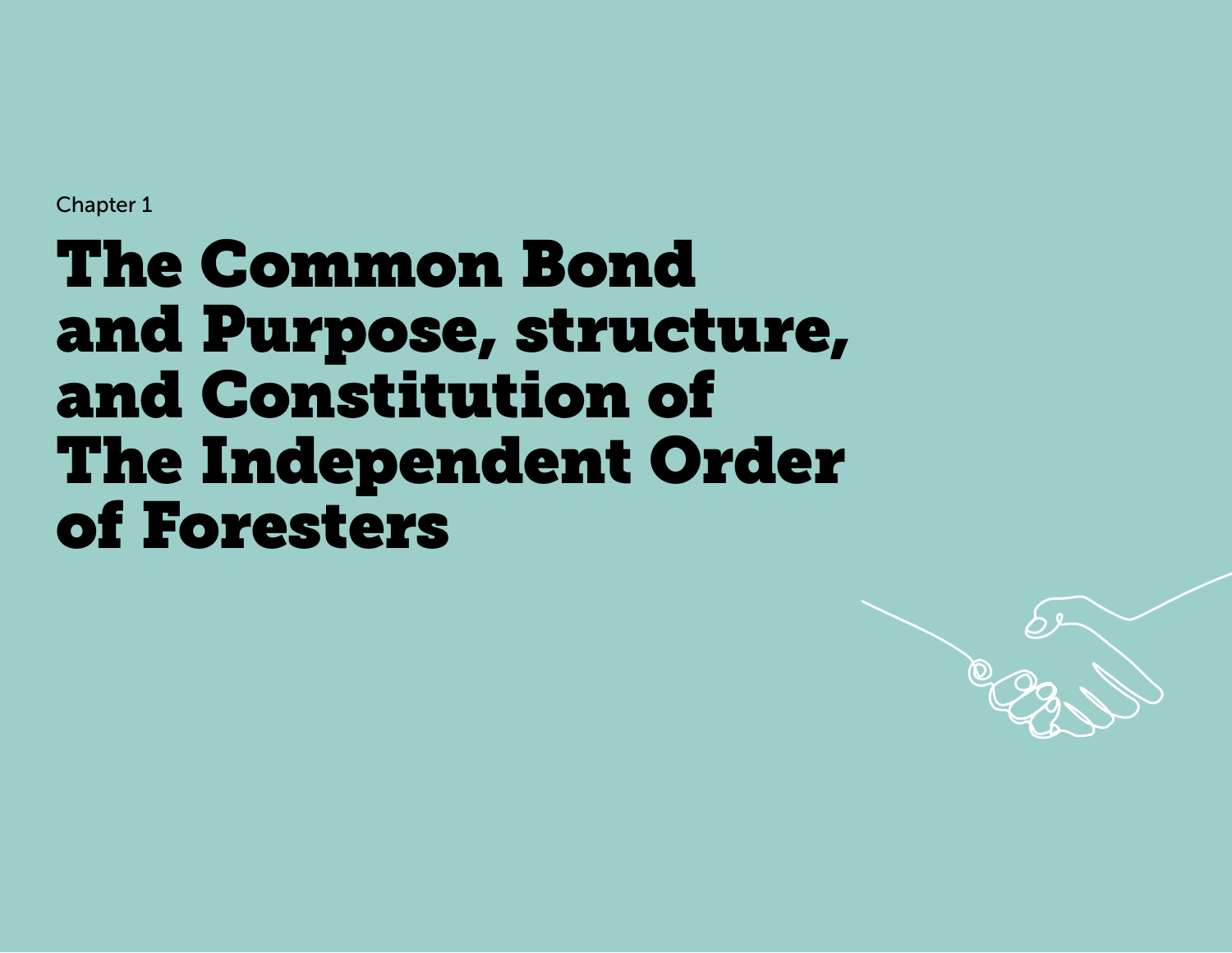Chapter 1

# The Common Bond and Purpose, structure, and Constitution of The Independent Order of Foresters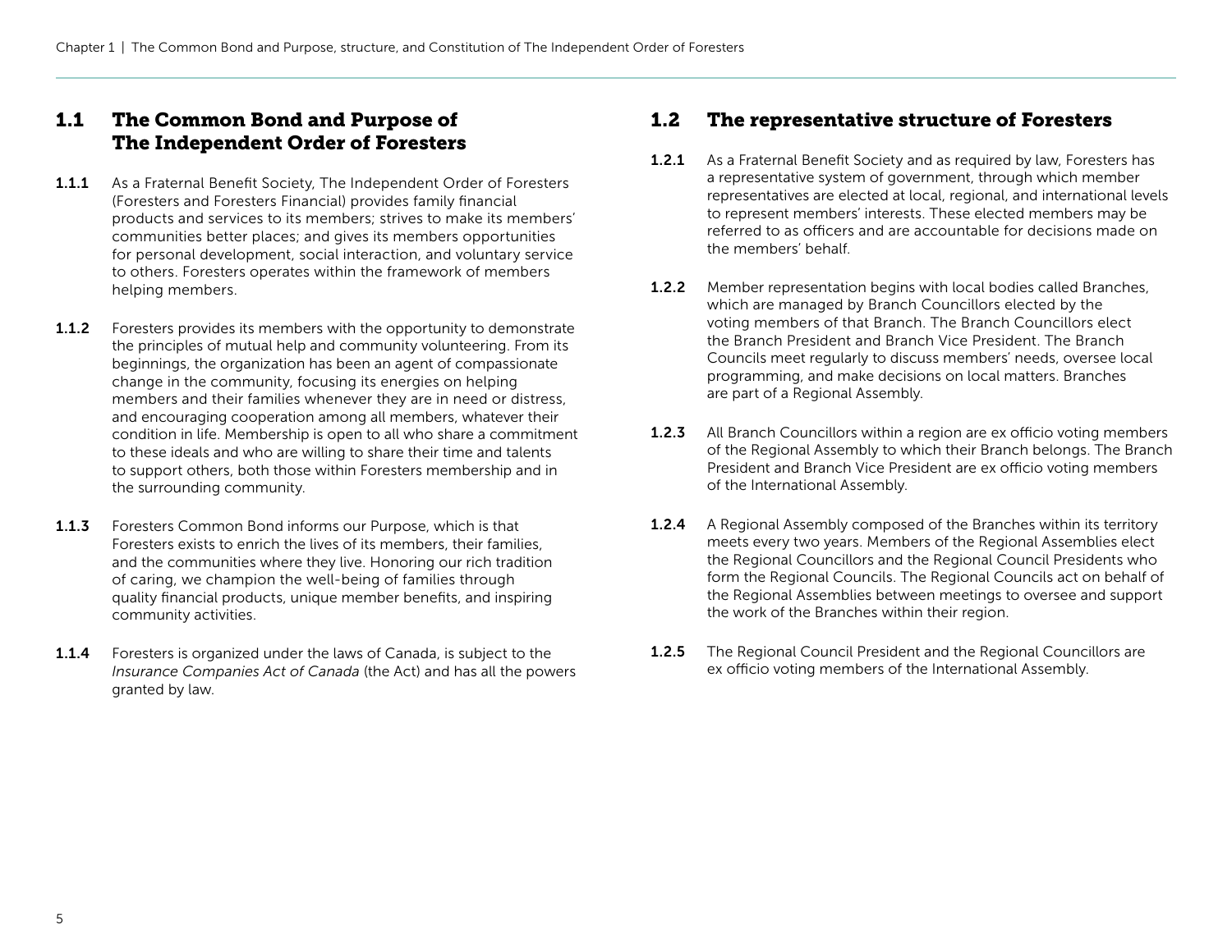## 1.1 The Common Bond and Purpose of The Independent Order of Foresters

**1.1.1** As a Fraternal Benefit Society, The Independent Order of Foresters (Foresters and Foresters Financial) provides family financial products and services to its members; strives to make its members' communities better places; and gives its members opportunities for personal development, social interaction, and voluntary service to others. Foresters operates within the framework of members helping members.

**1.1.2** Foresters provides its members with the opportunity to demonstrate the principles of mutual help and community volunteering. From its beginnings, the organization has been an agent of compassionate change in the community, focusing its energies on helping members and their families whenever they are in need or distress, and encouraging cooperation among all members, whatever their condition in life. Membership is open to all who share a commitment to these ideals and who are willing to share their time and talents to support others, both those within Foresters membership and in the surrounding community.

**1.1.3** Foresters Common Bond informs our Purpose, which is that Foresters exists to enrich the lives of its members, their families, and the communities where they live. Honoring our rich tradition of caring, we champion the well-being of families through quality financial products, unique member benefits, and inspiring community activities.

**1.1.4** Foresters is organized under the laws of Canada, is subject to the *Insurance Companies Act of Canada* (the Act) and has all the powers granted by law.

## 1.2 The representative structure of Foresters

**1.2.1** As a Fraternal Benefit Society and as required by law, Foresters has a representative system of government, through which member representatives are elected at local, regional, and international levels to represent members' interests. These elected members may be referred to as officers and are accountable for decisions made on the members' behalf.

**1.2.2** Member representation begins with local bodies called Branches, which are managed by Branch Councillors elected by the voting members of that Branch. The Branch Councillors elect the Branch President and Branch Vice President. The Branch Councils meet regularly to discuss members' needs, oversee local programming, and make decisions on local matters. Branches are part of a Regional Assembly.

**1.2.3** All Branch Councillors within a region are ex officio voting members of the Regional Assembly to which their Branch belongs. The Branch President and Branch Vice President are ex officio voting members of the International Assembly.

**1.2.4** A Regional Assembly composed of the Branches within its territory meets every two years. Members of the Regional Assemblies elect the Regional Councillors and the Regional Council Presidents who form the Regional Councils. The Regional Councils act on behalf of the Regional Assemblies between meetings to oversee and support the work of the Branches within their region.

**1.2.5** The Regional Council President and the Regional Councillors are ex officio voting members of the International Assembly.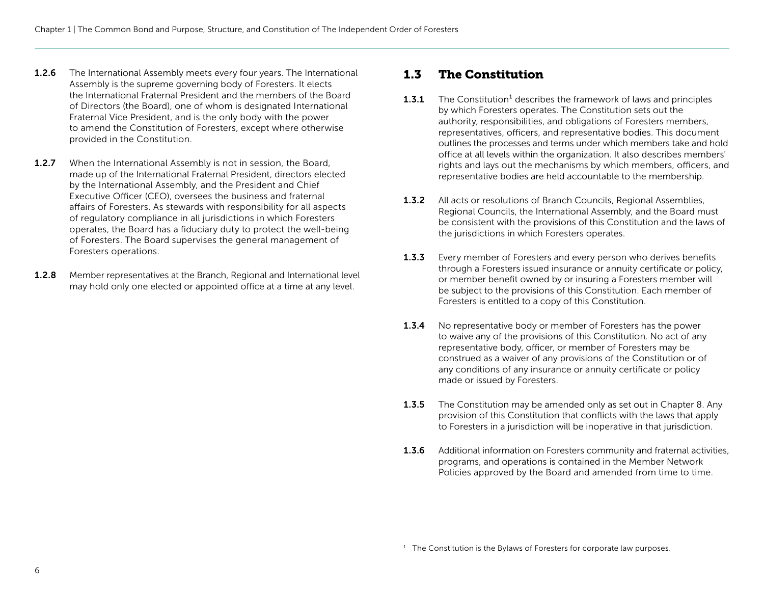**1.2.6** The International Assembly meets every four years. The International Assembly is the supreme governing body of Foresters. It elects the International Fraternal President and the members of the Board of Directors (the Board), one of whom is designated International Fraternal Vice President, and is the only body with the power to amend the Constitution of Foresters, except where otherwise provided in the Constitution.

**1.2.7** When the International Assembly is not in session, the Board, made up of the International Fraternal President, directors elected by the International Assembly, and the President and Chief Executive Officer (CEO), oversees the business and fraternal affairs of Foresters. As stewards with responsibility for all aspects of regulatory compliance in all jurisdictions in which Foresters operates, the Board has a fiduciary duty to protect the well-being of Foresters. The Board supervises the general management of Foresters operations.

**1.2.8** Member representatives at the Branch, Regional and International level may hold only one elected or appointed office at a time at any level.

## 1.3 The Constitution

**1.3.1** The Constitution[1] describes the framework of laws and principles by which Foresters operates. The Constitution sets out the authority, responsibilities, and obligations of Foresters members, representatives, officers, and representative bodies. This document outlines the processes and terms under which members take and hold office at all levels within the organization. It also describes members' rights and lays out the mechanisms by which members, officers, and representative bodies are held accountable to the membership.

**1.3.2** All acts or resolutions of Branch Councils, Regional Assemblies, Regional Councils, the International Assembly, and the Board must be consistent with the provisions of this Constitution and the laws of the jurisdictions in which Foresters operates.

**1.3.3** Every member of Foresters and every person who derives benefits through a Foresters issued insurance or annuity certificate or policy, or member benefit owned by or insuring a Foresters member will be subject to the provisions of this Constitution. Each member of Foresters is entitled to a copy of this Constitution.

**1.3.4** No representative body or member of Foresters has the power to waive any of the provisions of this Constitution. No act of any representative body, officer, or member of Foresters may be construed as a waiver of any provisions of the Constitution or of any conditions of any insurance or annuity certificate or policy made or issued by Foresters.

**1.3.5** The Constitution may be amended only as set out in Chapter 8. Any provision of this Constitution that conflicts with the laws that apply to Foresters in a jurisdiction will be inoperative in that jurisdiction.

**1.3.6** Additional information on Foresters community and fraternal activities, programs, and operations is contained in the Member Network Policies approved by the Board and amended from time to time.

[1] The Constitution is the Bylaws of Foresters for corporate law purposes.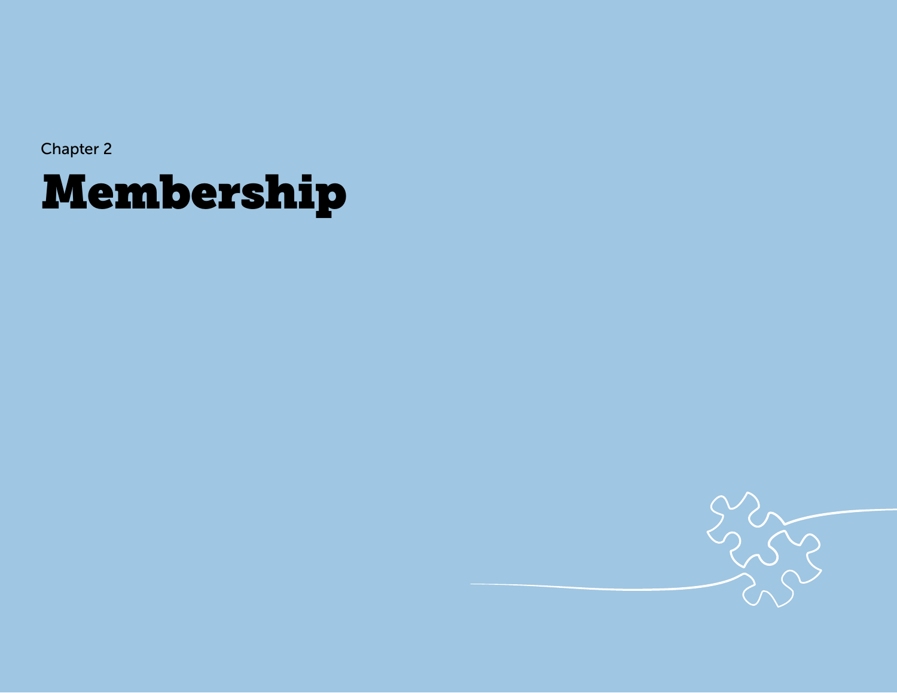Chapter 2

# Membership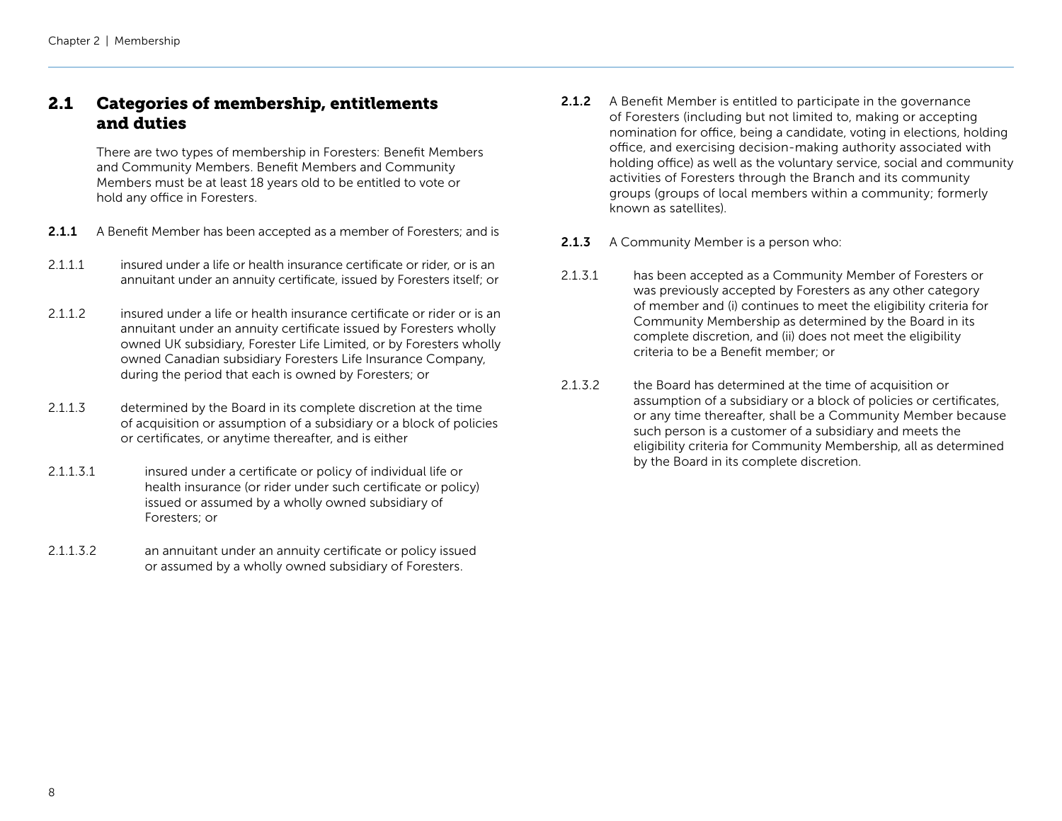## 2.1 Categories of membership, entitlements and duties

There are two types of membership in Foresters: Benefit Members and Community Members. Benefit Members and Community Members must be at least 18 years old to be entitled to vote or hold any office in Foresters.

**2.1.1** A Benefit Member has been accepted as a member of Foresters; and is

2.1.1.1 insured under a life or health insurance certificate or rider, or is an annuitant under an annuity certificate, issued by Foresters itself; or

2.1.1.2 insured under a life or health insurance certificate or rider or is an annuitant under an annuity certificate issued by Foresters wholly owned UK subsidiary, Forester Life Limited, or by Foresters wholly owned Canadian subsidiary Foresters Life Insurance Company, during the period that each is owned by Foresters; or

2.1.1.3 determined by the Board in its complete discretion at the time of acquisition or assumption of a subsidiary or a block of policies or certificates, or anytime thereafter, and is either

2.1.1.3.1 insured under a certificate or policy of individual life or health insurance (or rider under such certificate or policy) issued or assumed by a wholly owned subsidiary of Foresters; or

2.1.1.3.2 an annuitant under an annuity certificate or policy issued or assumed by a wholly owned subsidiary of Foresters.

**2.1.2** A Benefit Member is entitled to participate in the governance of Foresters (including but not limited to, making or accepting nomination for office, being a candidate, voting in elections, holding office, and exercising decision-making authority associated with holding office) as well as the voluntary service, social and community activities of Foresters through the Branch and its community groups (groups of local members within a community; formerly known as satellites).

**2.1.3** A Community Member is a person who:

2.1.3.1 has been accepted as a Community Member of Foresters or was previously accepted by Foresters as any other category of member and (i) continues to meet the eligibility criteria for Community Membership as determined by the Board in its complete discretion, and (ii) does not meet the eligibility criteria to be a Benefit member; or

2.1.3.2 the Board has determined at the time of acquisition or assumption of a subsidiary or a block of policies or certificates, or any time thereafter, shall be a Community Member because such person is a customer of a subsidiary and meets the eligibility criteria for Community Membership, all as determined by the Board in its complete discretion.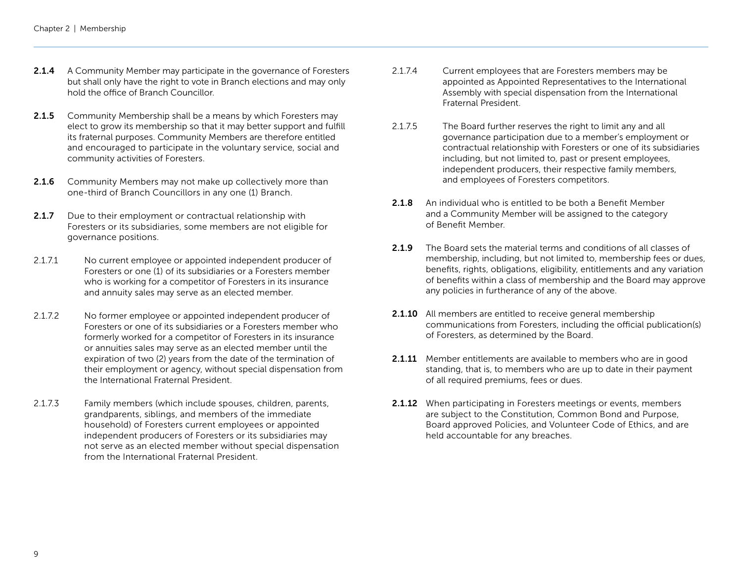**2.1.4** A Community Member may participate in the governance of Foresters but shall only have the right to vote in Branch elections and may only hold the office of Branch Councillor.

**2.1.5** Community Membership shall be a means by which Foresters may elect to grow its membership so that it may better support and fulfill its fraternal purposes. Community Members are therefore entitled and encouraged to participate in the voluntary service, social and community activities of Foresters.

**2.1.6** Community Members may not make up collectively more than one-third of Branch Councillors in any one (1) Branch.

**2.1.7** Due to their employment or contractual relationship with Foresters or its subsidiaries, some members are not eligible for governance positions.

2.1.7.1 No current employee or appointed independent producer of Foresters or one (1) of its subsidiaries or a Foresters member who is working for a competitor of Foresters in its insurance and annuity sales may serve as an elected member.

2.1.7.2 No former employee or appointed independent producer of Foresters or one of its subsidiaries or a Foresters member who formerly worked for a competitor of Foresters in its insurance or annuities sales may serve as an elected member until the expiration of two (2) years from the date of the termination of their employment or agency, without special dispensation from the International Fraternal President.

2.1.7.3 Family members (which include spouses, children, parents, grandparents, siblings, and members of the immediate household) of Foresters current employees or appointed independent producers of Foresters or its subsidiaries may not serve as an elected member without special dispensation from the International Fraternal President.

2.1.7.4 Current employees that are Foresters members may be appointed as Appointed Representatives to the International Assembly with special dispensation from the International Fraternal President.

2.1.7.5 The Board further reserves the right to limit any and all governance participation due to a member's employment or contractual relationship with Foresters or one of its subsidiaries including, but not limited to, past or present employees, independent producers, their respective family members, and employees of Foresters competitors.

**2.1.8** An individual who is entitled to be both a Benefit Member and a Community Member will be assigned to the category of Benefit Member.

**2.1.9** The Board sets the material terms and conditions of all classes of membership, including, but not limited to, membership fees or dues, benefits, rights, obligations, eligibility, entitlements and any variation of benefits within a class of membership and the Board may approve any policies in furtherance of any of the above.

**2.1.10** All members are entitled to receive general membership communications from Foresters, including the official publication(s) of Foresters, as determined by the Board.

**2.1.11** Member entitlements are available to members who are in good standing, that is, to members who are up to date in their payment of all required premiums, fees or dues.

**2.1.12** When participating in Foresters meetings or events, members are subject to the Constitution, Common Bond and Purpose, Board approved Policies, and Volunteer Code of Ethics, and are held accountable for any breaches.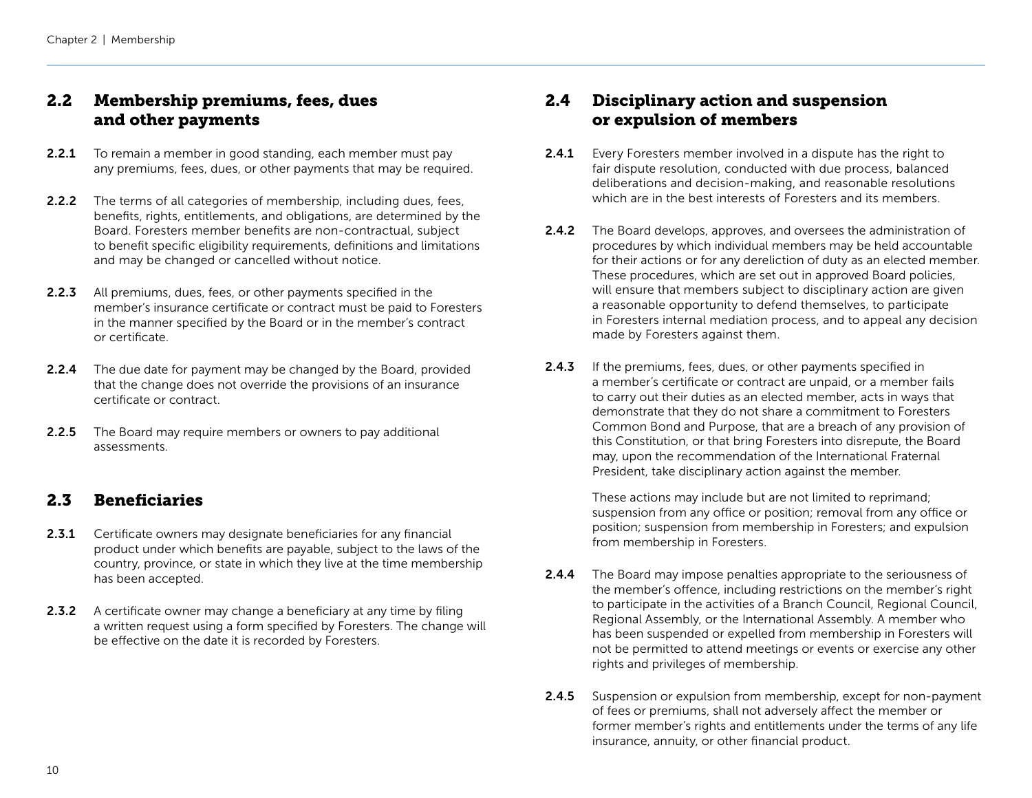## 2.2 Membership premiums, fees, dues and other payments

**2.2.1** To remain a member in good standing, each member must pay any premiums, fees, dues, or other payments that may be required.

**2.2.2** The terms of all categories of membership, including dues, fees, benefits, rights, entitlements, and obligations, are determined by the Board. Foresters member benefits are non-contractual, subject to benefit specific eligibility requirements, definitions and limitations and may be changed or cancelled without notice.

**2.2.3** All premiums, dues, fees, or other payments specified in the member's insurance certificate or contract must be paid to Foresters in the manner specified by the Board or in the member's contract or certificate.

**2.2.4** The due date for payment may be changed by the Board, provided that the change does not override the provisions of an insurance certificate or contract.

**2.2.5** The Board may require members or owners to pay additional assessments.

## 2.3 Beneficiaries

**2.3.1** Certificate owners may designate beneficiaries for any financial product under which benefits are payable, subject to the laws of the country, province, or state in which they live at the time membership has been accepted.

**2.3.2** A certificate owner may change a beneficiary at any time by filing a written request using a form specified by Foresters. The change will be effective on the date it is recorded by Foresters.

## 2.4 Disciplinary action and suspension or expulsion of members

**2.4.1** Every Foresters member involved in a dispute has the right to fair dispute resolution, conducted with due process, balanced deliberations and decision-making, and reasonable resolutions which are in the best interests of Foresters and its members.

**2.4.2** The Board develops, approves, and oversees the administration of procedures by which individual members may be held accountable for their actions or for any dereliction of duty as an elected member. These procedures, which are set out in approved Board policies, will ensure that members subject to disciplinary action are given a reasonable opportunity to defend themselves, to participate in Foresters internal mediation process, and to appeal any decision made by Foresters against them.

**2.4.3** If the premiums, fees, dues, or other payments specified in a member's certificate or contract are unpaid, or a member fails to carry out their duties as an elected member, acts in ways that demonstrate that they do not share a commitment to Foresters Common Bond and Purpose, that are a breach of any provision of this Constitution, or that bring Foresters into disrepute, the Board may, upon the recommendation of the International Fraternal President, take disciplinary action against the member.

These actions may include but are not limited to reprimand; suspension from any office or position; removal from any office or position; suspension from membership in Foresters; and expulsion from membership in Foresters.

**2.4.4** The Board may impose penalties appropriate to the seriousness of the member's offence, including restrictions on the member's right to participate in the activities of a Branch Council, Regional Council, Regional Assembly, or the International Assembly. A member who has been suspended or expelled from membership in Foresters will not be permitted to attend meetings or events or exercise any other rights and privileges of membership.

**2.4.5** Suspension or expulsion from membership, except for non-payment of fees or premiums, shall not adversely affect the member or former member's rights and entitlements under the terms of any life insurance, annuity, or other financial product.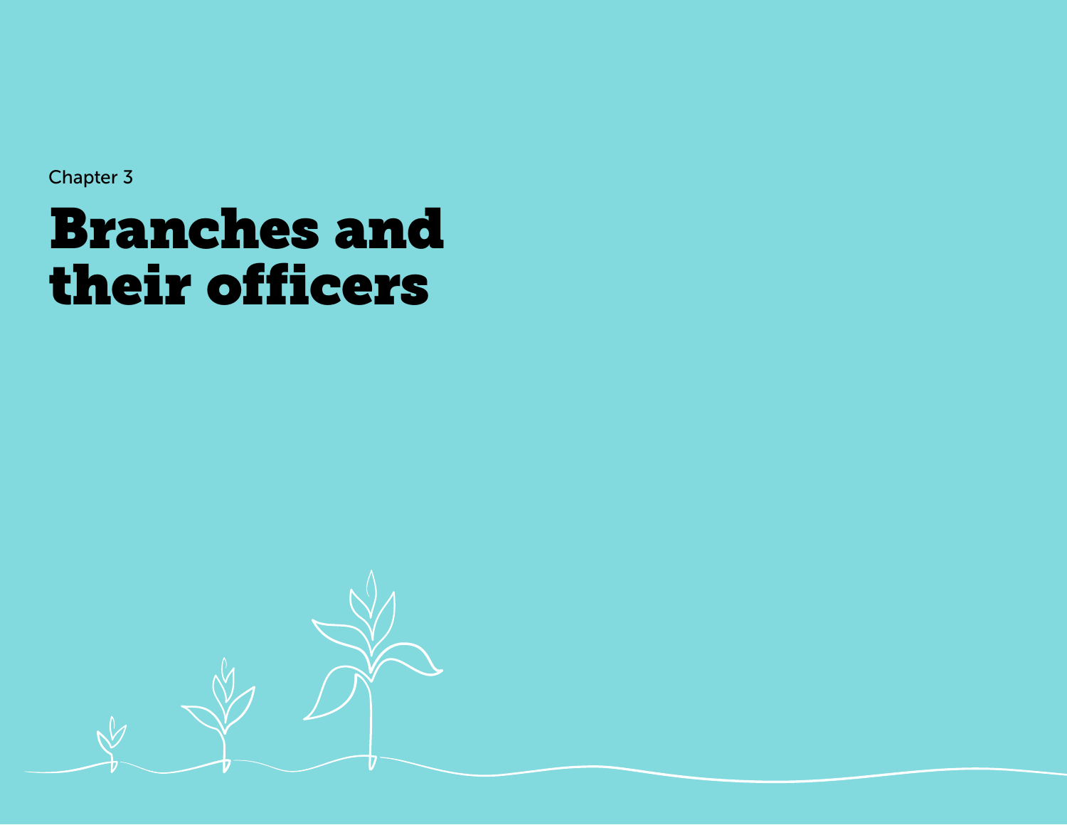Chapter 3

# Branches and their officers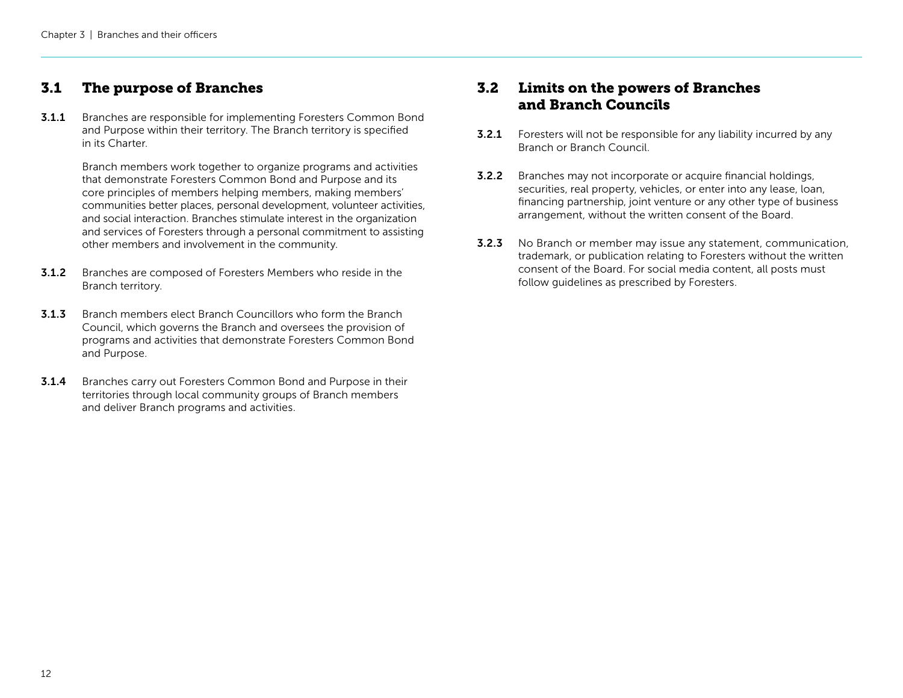## 3.1 The purpose of Branches

**3.1.1** Branches are responsible for implementing Foresters Common Bond and Purpose within their territory. The Branch territory is specified in its Charter.

Branch members work together to organize programs and activities that demonstrate Foresters Common Bond and Purpose and its core principles of members helping members, making members' communities better places, personal development, volunteer activities, and social interaction. Branches stimulate interest in the organization and services of Foresters through a personal commitment to assisting other members and involvement in the community.

**3.1.2** Branches are composed of Foresters Members who reside in the Branch territory.

**3.1.3** Branch members elect Branch Councillors who form the Branch Council, which governs the Branch and oversees the provision of programs and activities that demonstrate Foresters Common Bond and Purpose.

**3.1.4** Branches carry out Foresters Common Bond and Purpose in their territories through local community groups of Branch members and deliver Branch programs and activities.

## 3.2 Limits on the powers of Branches and Branch Councils

**3.2.1** Foresters will not be responsible for any liability incurred by any Branch or Branch Council.

**3.2.2** Branches may not incorporate or acquire financial holdings, securities, real property, vehicles, or enter into any lease, loan, financing partnership, joint venture or any other type of business arrangement, without the written consent of the Board.

**3.2.3** No Branch or member may issue any statement, communication, trademark, or publication relating to Foresters without the written consent of the Board. For social media content, all posts must follow guidelines as prescribed by Foresters.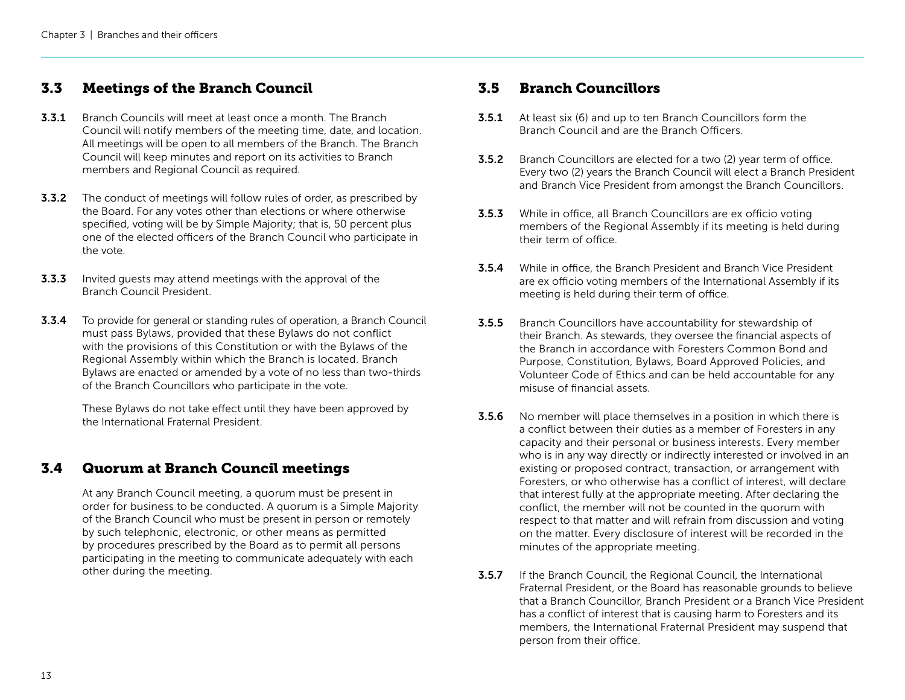## 3.3 Meetings of the Branch Council

**3.3.1** Branch Councils will meet at least once a month. The Branch Council will notify members of the meeting time, date, and location. All meetings will be open to all members of the Branch. The Branch Council will keep minutes and report on its activities to Branch members and Regional Council as required.

**3.3.2** The conduct of meetings will follow rules of order, as prescribed by the Board. For any votes other than elections or where otherwise specified, voting will be by Simple Majority; that is, 50 percent plus one of the elected officers of the Branch Council who participate in the vote.

**3.3.3** Invited guests may attend meetings with the approval of the Branch Council President.

**3.3.4** To provide for general or standing rules of operation, a Branch Council must pass Bylaws, provided that these Bylaws do not conflict with the provisions of this Constitution or with the Bylaws of the Regional Assembly within which the Branch is located. Branch Bylaws are enacted or amended by a vote of no less than two-thirds of the Branch Councillors who participate in the vote.

These Bylaws do not take effect until they have been approved by the International Fraternal President.

## 3.4 Quorum at Branch Council meetings

At any Branch Council meeting, a quorum must be present in order for business to be conducted. A quorum is a Simple Majority of the Branch Council who must be present in person or remotely by such telephonic, electronic, or other means as permitted by procedures prescribed by the Board as to permit all persons participating in the meeting to communicate adequately with each other during the meeting.

## 3.5 Branch Councillors

**3.5.1** At least six (6) and up to ten Branch Councillors form the Branch Council and are the Branch Officers.

**3.5.2** Branch Councillors are elected for a two (2) year term of office. Every two (2) years the Branch Council will elect a Branch President and Branch Vice President from amongst the Branch Councillors.

**3.5.3** While in office, all Branch Councillors are ex officio voting members of the Regional Assembly if its meeting is held during their term of office.

**3.5.4** While in office, the Branch President and Branch Vice President are ex officio voting members of the International Assembly if its meeting is held during their term of office.

**3.5.5** Branch Councillors have accountability for stewardship of their Branch. As stewards, they oversee the financial aspects of the Branch in accordance with Foresters Common Bond and Purpose, Constitution, Bylaws, Board Approved Policies, and Volunteer Code of Ethics and can be held accountable for any misuse of financial assets.

**3.5.6** No member will place themselves in a position in which there is a conflict between their duties as a member of Foresters in any capacity and their personal or business interests. Every member who is in any way directly or indirectly interested or involved in an existing or proposed contract, transaction, or arrangement with Foresters, or who otherwise has a conflict of interest, will declare that interest fully at the appropriate meeting. After declaring the conflict, the member will not be counted in the quorum with respect to that matter and will refrain from discussion and voting on the matter. Every disclosure of interest will be recorded in the minutes of the appropriate meeting.

**3.5.7** If the Branch Council, the Regional Council, the International Fraternal President, or the Board has reasonable grounds to believe that a Branch Councillor, Branch President or a Branch Vice President has a conflict of interest that is causing harm to Foresters and its members, the International Fraternal President may suspend that person from their office.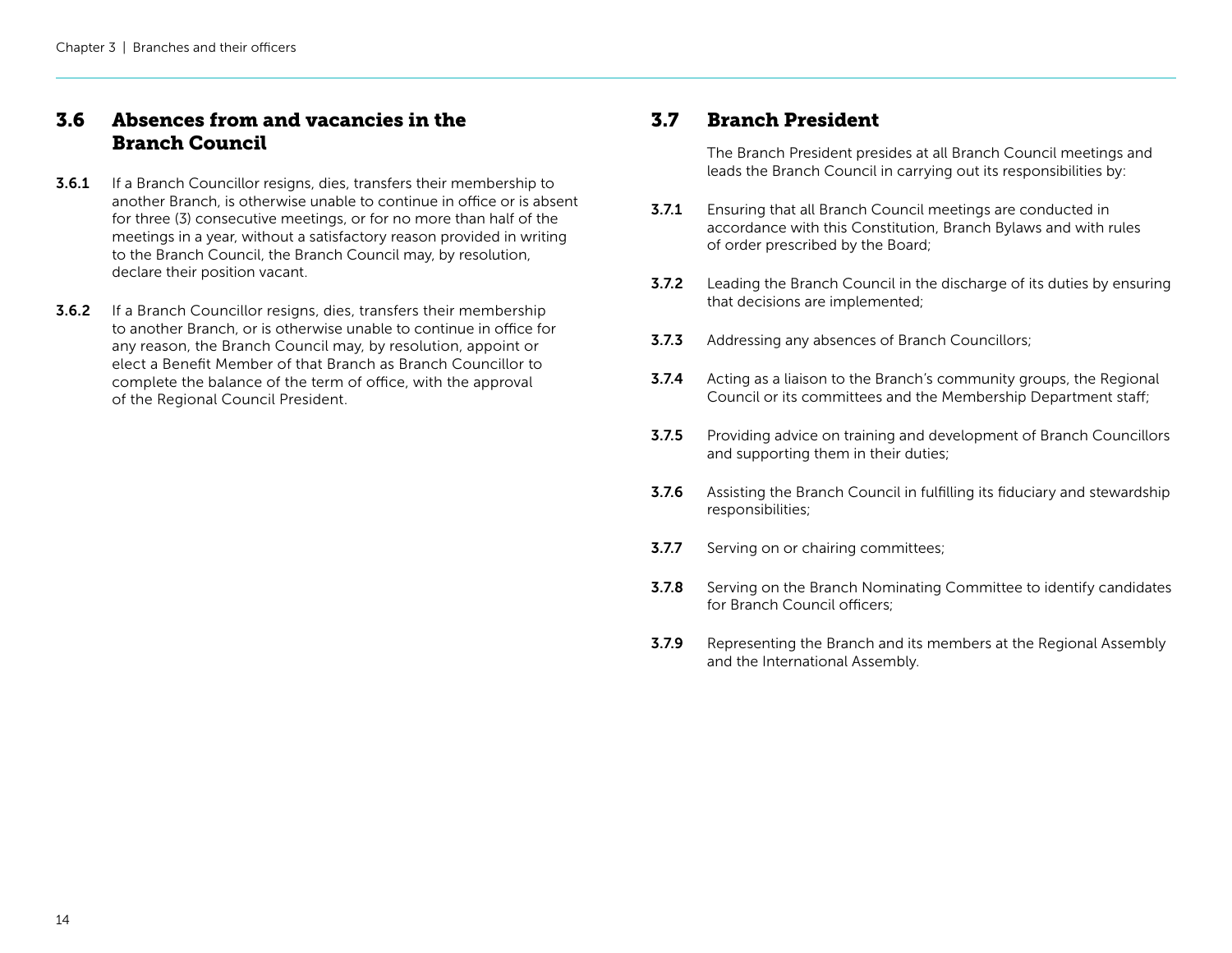## 3.6 Absences from and vacancies in the Branch Council

**3.6.1** If a Branch Councillor resigns, dies, transfers their membership to another Branch, is otherwise unable to continue in office or is absent for three (3) consecutive meetings, or for no more than half of the meetings in a year, without a satisfactory reason provided in writing to the Branch Council, the Branch Council may, by resolution, declare their position vacant.

**3.6.2** If a Branch Councillor resigns, dies, transfers their membership to another Branch, or is otherwise unable to continue in office for any reason, the Branch Council may, by resolution, appoint or elect a Benefit Member of that Branch as Branch Councillor to complete the balance of the term of office, with the approval of the Regional Council President.

## 3.7 Branch President

The Branch President presides at all Branch Council meetings and leads the Branch Council in carrying out its responsibilities by:

**3.7.1** Ensuring that all Branch Council meetings are conducted in accordance with this Constitution, Branch Bylaws and with rules of order prescribed by the Board;

**3.7.2** Leading the Branch Council in the discharge of its duties by ensuring that decisions are implemented;

**3.7.3** Addressing any absences of Branch Councillors;

**3.7.4** Acting as a liaison to the Branch's community groups, the Regional Council or its committees and the Membership Department staff;

**3.7.5** Providing advice on training and development of Branch Councillors and supporting them in their duties;

**3.7.6** Assisting the Branch Council in fulfilling its fiduciary and stewardship responsibilities;

**3.7.7** Serving on or chairing committees;

**3.7.8** Serving on the Branch Nominating Committee to identify candidates for Branch Council officers;

**3.7.9** Representing the Branch and its members at the Regional Assembly and the International Assembly.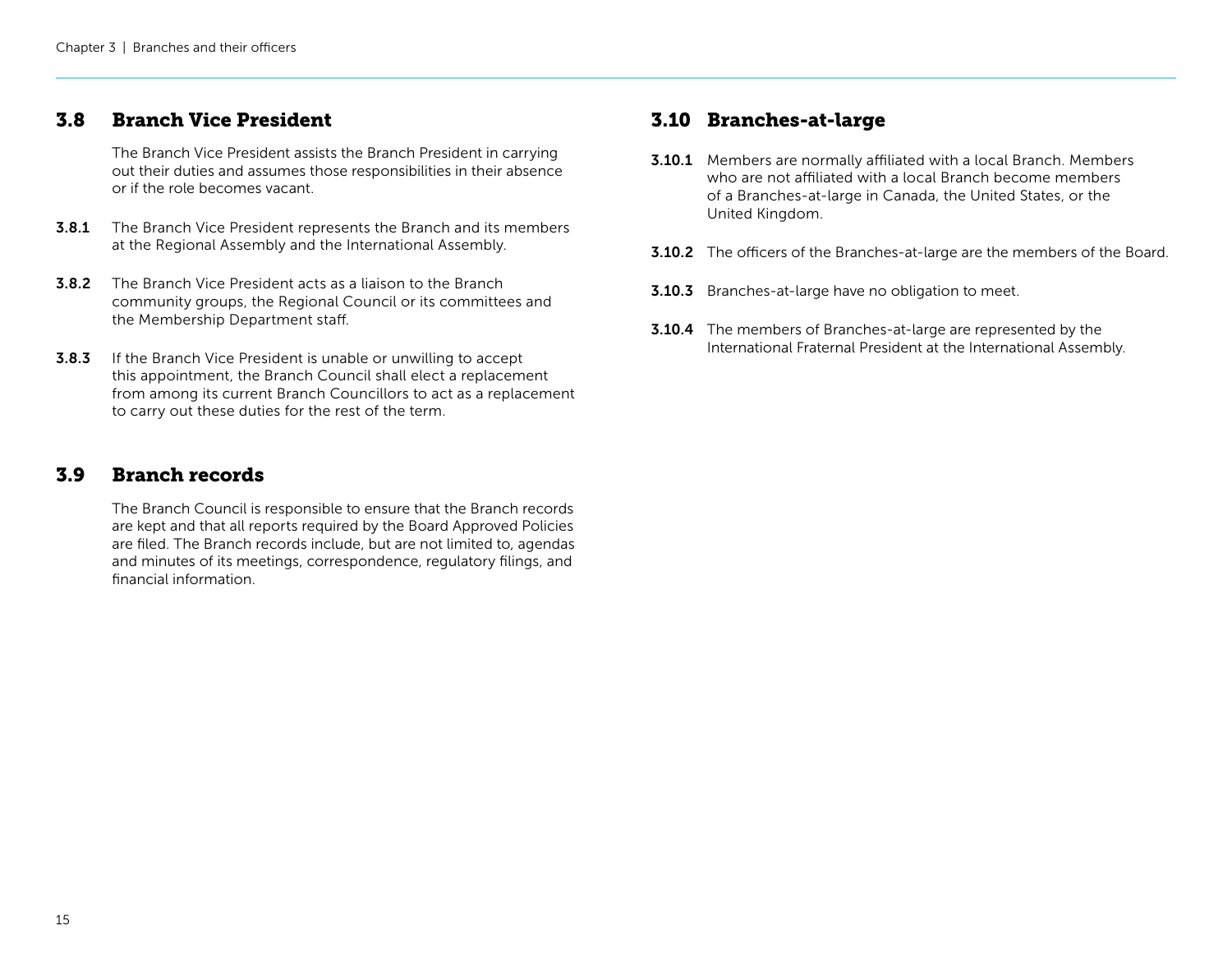## 3.8 Branch Vice President

The Branch Vice President assists the Branch President in carrying out their duties and assumes those responsibilities in their absence or if the role becomes vacant.

**3.8.1** The Branch Vice President represents the Branch and its members at the Regional Assembly and the International Assembly.

**3.8.2** The Branch Vice President acts as a liaison to the Branch community groups, the Regional Council or its committees and the Membership Department staff.

**3.8.3** If the Branch Vice President is unable or unwilling to accept this appointment, the Branch Council shall elect a replacement from among its current Branch Councillors to act as a replacement to carry out these duties for the rest of the term.

## 3.9 Branch records

The Branch Council is responsible to ensure that the Branch records are kept and that all reports required by the Board Approved Policies are filed. The Branch records include, but are not limited to, agendas and minutes of its meetings, correspondence, regulatory filings, and financial information.

## 3.10 Branches-at-large

**3.10.1** Members are normally affiliated with a local Branch. Members who are not affiliated with a local Branch become members of a Branches-at-large in Canada, the United States, or the United Kingdom.

**3.10.2** The officers of the Branches-at-large are the members of the Board.

**3.10.3** Branches-at-large have no obligation to meet.

**3.10.4** The members of Branches-at-large are represented by the International Fraternal President at the International Assembly.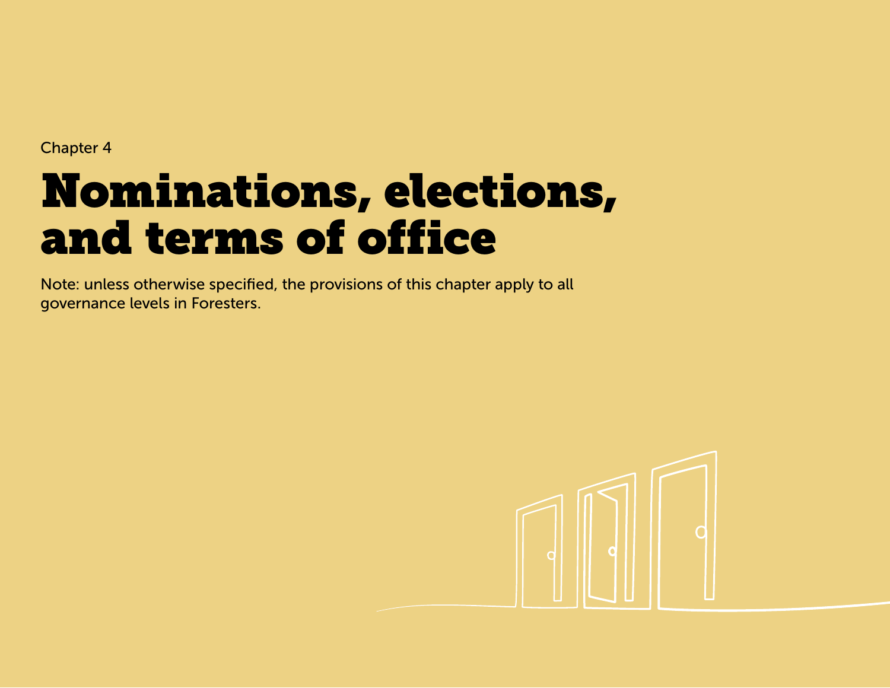Chapter 4

# Nominations, elections, and terms of office

Note: unless otherwise specified, the provisions of this chapter apply to all governance levels in Foresters.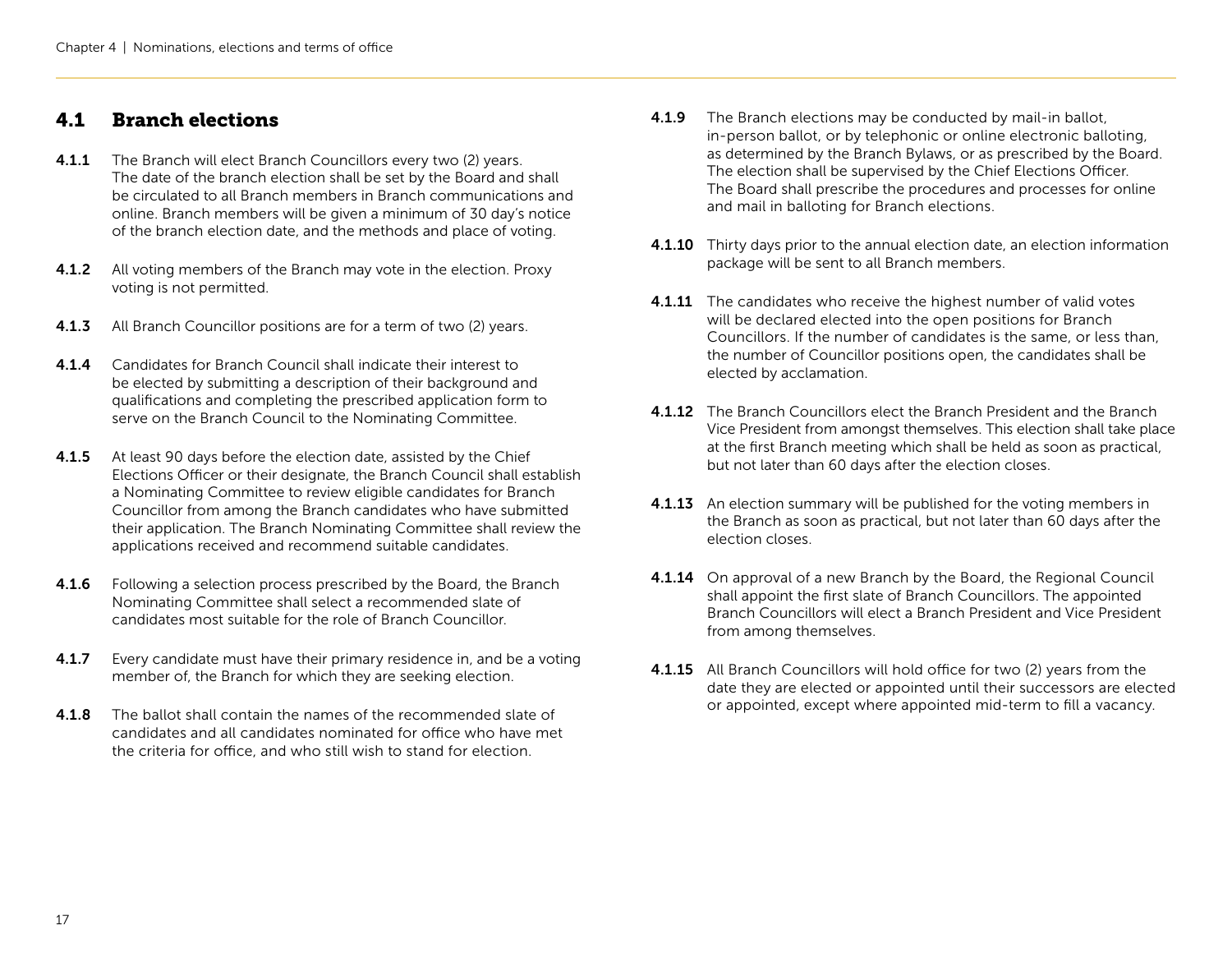## 4.1 Branch elections

**4.1.1** The Branch will elect Branch Councillors every two (2) years. The date of the branch election shall be set by the Board and shall be circulated to all Branch members in Branch communications and online. Branch members will be given a minimum of 30 day's notice of the branch election date, and the methods and place of voting.

**4.1.2** All voting members of the Branch may vote in the election. Proxy voting is not permitted.

**4.1.3** All Branch Councillor positions are for a term of two (2) years.

**4.1.4** Candidates for Branch Council shall indicate their interest to be elected by submitting a description of their background and qualifications and completing the prescribed application form to serve on the Branch Council to the Nominating Committee.

**4.1.5** At least 90 days before the election date, assisted by the Chief Elections Officer or their designate, the Branch Council shall establish a Nominating Committee to review eligible candidates for Branch Councillor from among the Branch candidates who have submitted their application. The Branch Nominating Committee shall review the applications received and recommend suitable candidates.

**4.1.6** Following a selection process prescribed by the Board, the Branch Nominating Committee shall select a recommended slate of candidates most suitable for the role of Branch Councillor.

**4.1.7** Every candidate must have their primary residence in, and be a voting member of, the Branch for which they are seeking election.

**4.1.8** The ballot shall contain the names of the recommended slate of candidates and all candidates nominated for office who have met the criteria for office, and who still wish to stand for election.

**4.1.9** The Branch elections may be conducted by mail-in ballot, in-person ballot, or by telephonic or online electronic balloting, as determined by the Branch Bylaws, or as prescribed by the Board. The election shall be supervised by the Chief Elections Officer. The Board shall prescribe the procedures and processes for online and mail in balloting for Branch elections.

**4.1.10** Thirty days prior to the annual election date, an election information package will be sent to all Branch members.

**4.1.11** The candidates who receive the highest number of valid votes will be declared elected into the open positions for Branch Councillors. If the number of candidates is the same, or less than, the number of Councillor positions open, the candidates shall be elected by acclamation.

**4.1.12** The Branch Councillors elect the Branch President and the Branch Vice President from amongst themselves. This election shall take place at the first Branch meeting which shall be held as soon as practical, but not later than 60 days after the election closes.

**4.1.13** An election summary will be published for the voting members in the Branch as soon as practical, but not later than 60 days after the election closes.

**4.1.14** On approval of a new Branch by the Board, the Regional Council shall appoint the first slate of Branch Councillors. The appointed Branch Councillors will elect a Branch President and Vice President from among themselves.

**4.1.15** All Branch Councillors will hold office for two (2) years from the date they are elected or appointed until their successors are elected or appointed, except where appointed mid-term to fill a vacancy.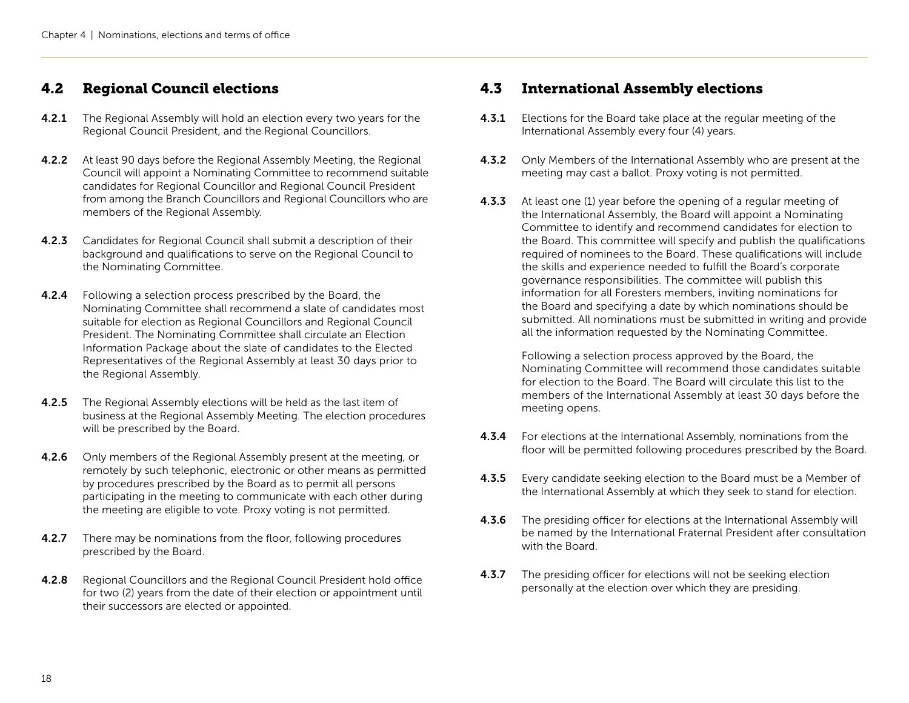## 4.2 Regional Council elections

**4.2.1** The Regional Assembly will hold an election every two years for the Regional Council President, and the Regional Councillors.

**4.2.2** At least 90 days before the Regional Assembly Meeting, the Regional Council will appoint a Nominating Committee to recommend suitable candidates for Regional Councillor and Regional Council President from among the Branch Councillors and Regional Councillors who are members of the Regional Assembly.

**4.2.3** Candidates for Regional Council shall submit a description of their background and qualifications to serve on the Regional Council to the Nominating Committee.

**4.2.4** Following a selection process prescribed by the Board, the Nominating Committee shall recommend a slate of candidates most suitable for election as Regional Councillors and Regional Council President. The Nominating Committee shall circulate an Election Information Package about the slate of candidates to the Elected Representatives of the Regional Assembly at least 30 days prior to the Regional Assembly.

**4.2.5** The Regional Assembly elections will be held as the last item of business at the Regional Assembly Meeting. The election procedures will be prescribed by the Board.

**4.2.6** Only members of the Regional Assembly present at the meeting, or remotely by such telephonic, electronic or other means as permitted by procedures prescribed by the Board as to permit all persons participating in the meeting to communicate with each other during the meeting are eligible to vote. Proxy voting is not permitted.

**4.2.7** There may be nominations from the floor, following procedures prescribed by the Board.

**4.2.8** Regional Councillors and the Regional Council President hold office for two (2) years from the date of their election or appointment until their successors are elected or appointed.

## 4.3 International Assembly elections

**4.3.1** Elections for the Board take place at the regular meeting of the International Assembly every four (4) years.

**4.3.2** Only Members of the International Assembly who are present at the meeting may cast a ballot. Proxy voting is not permitted.

**4.3.3** At least one (1) year before the opening of a regular meeting of the International Assembly, the Board will appoint a Nominating Committee to identify and recommend candidates for election to the Board. This committee will specify and publish the qualifications required of nominees to the Board. These qualifications will include the skills and experience needed to fulfill the Board's corporate governance responsibilities. The committee will publish this information for all Foresters members, inviting nominations for the Board and specifying a date by which nominations should be submitted. All nominations must be submitted in writing and provide all the information requested by the Nominating Committee.

Following a selection process approved by the Board, the Nominating Committee will recommend those candidates suitable for election to the Board. The Board will circulate this list to the members of the International Assembly at least 30 days before the meeting opens.

**4.3.4** For elections at the International Assembly, nominations from the floor will be permitted following procedures prescribed by the Board.

**4.3.5** Every candidate seeking election to the Board must be a Member of the International Assembly at which they seek to stand for election.

**4.3.6** The presiding officer for elections at the International Assembly will be named by the International Fraternal President after consultation with the Board.

**4.3.7** The presiding officer for elections will not be seeking election personally at the election over which they are presiding.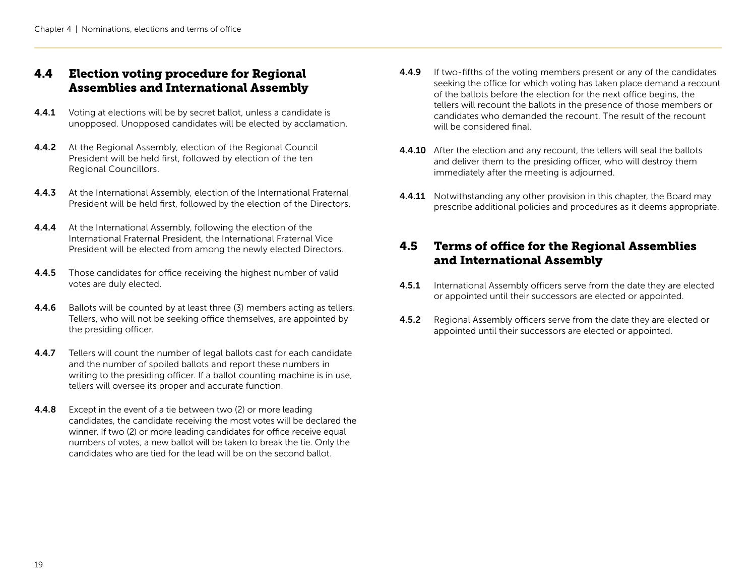## 4.4 Election voting procedure for Regional Assemblies and International Assembly

**4.4.1** Voting at elections will be by secret ballot, unless a candidate is unopposed. Unopposed candidates will be elected by acclamation.

**4.4.2** At the Regional Assembly, election of the Regional Council President will be held first, followed by election of the ten Regional Councillors.

**4.4.3** At the International Assembly, election of the International Fraternal President will be held first, followed by the election of the Directors.

**4.4.4** At the International Assembly, following the election of the International Fraternal President, the International Fraternal Vice President will be elected from among the newly elected Directors.

**4.4.5** Those candidates for office receiving the highest number of valid votes are duly elected.

**4.4.6** Ballots will be counted by at least three (3) members acting as tellers. Tellers, who will not be seeking office themselves, are appointed by the presiding officer.

**4.4.7** Tellers will count the number of legal ballots cast for each candidate and the number of spoiled ballots and report these numbers in writing to the presiding officer. If a ballot counting machine is in use, tellers will oversee its proper and accurate function.

**4.4.8** Except in the event of a tie between two (2) or more leading candidates, the candidate receiving the most votes will be declared the winner. If two (2) or more leading candidates for office receive equal numbers of votes, a new ballot will be taken to break the tie. Only the candidates who are tied for the lead will be on the second ballot.

**4.4.9** If two-fifths of the voting members present or any of the candidates seeking the office for which voting has taken place demand a recount of the ballots before the election for the next office begins, the tellers will recount the ballots in the presence of those members or candidates who demanded the recount. The result of the recount will be considered final.

**4.4.10** After the election and any recount, the tellers will seal the ballots and deliver them to the presiding officer, who will destroy them immediately after the meeting is adjourned.

**4.4.11** Notwithstanding any other provision in this chapter, the Board may prescribe additional policies and procedures as it deems appropriate.

## 4.5 Terms of office for the Regional Assemblies and International Assembly

**4.5.1** International Assembly officers serve from the date they are elected or appointed until their successors are elected or appointed.

**4.5.2** Regional Assembly officers serve from the date they are elected or appointed until their successors are elected or appointed.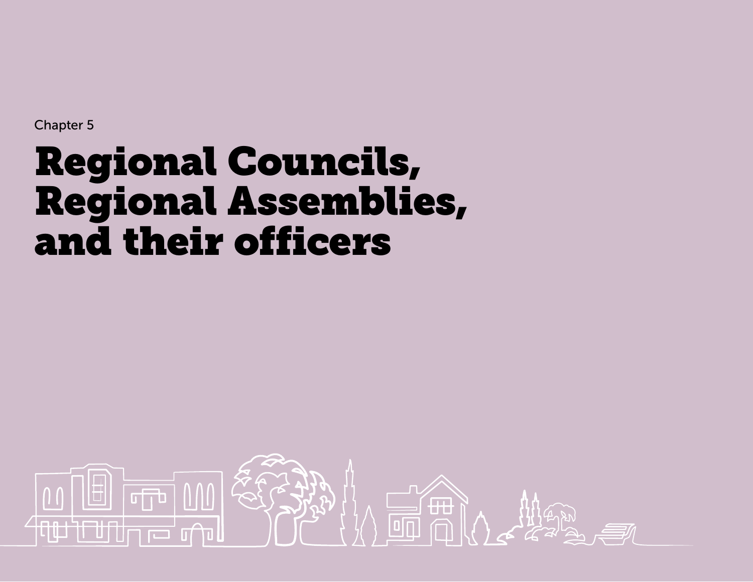Chapter 5

# Regional Councils, Regional Assemblies, and their officers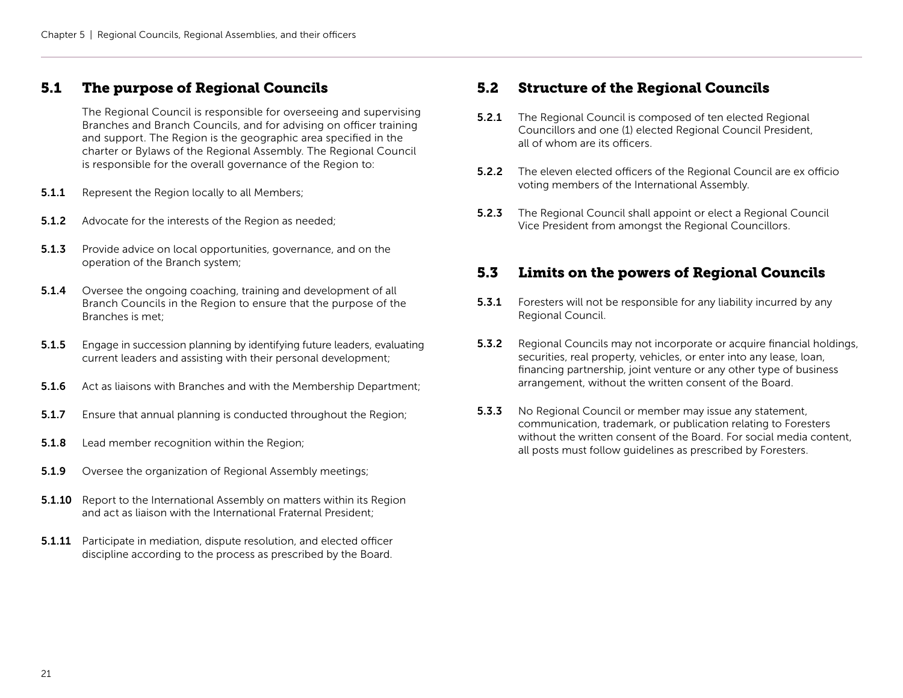## 5.1 The purpose of Regional Councils

The Regional Council is responsible for overseeing and supervising Branches and Branch Councils, and for advising on officer training and support. The Region is the geographic area specified in the charter or Bylaws of the Regional Assembly. The Regional Council is responsible for the overall governance of the Region to:

**5.1.1** Represent the Region locally to all Members;

**5.1.2** Advocate for the interests of the Region as needed;

**5.1.3** Provide advice on local opportunities, governance, and on the operation of the Branch system;

**5.1.4** Oversee the ongoing coaching, training and development of all Branch Councils in the Region to ensure that the purpose of the Branches is met;

**5.1.5** Engage in succession planning by identifying future leaders, evaluating current leaders and assisting with their personal development;

**5.1.6** Act as liaisons with Branches and with the Membership Department;

**5.1.7** Ensure that annual planning is conducted throughout the Region;

**5.1.8** Lead member recognition within the Region;

**5.1.9** Oversee the organization of Regional Assembly meetings;

**5.1.10** Report to the International Assembly on matters within its Region and act as liaison with the International Fraternal President;

**5.1.11** Participate in mediation, dispute resolution, and elected officer discipline according to the process as prescribed by the Board.

## 5.2 Structure of the Regional Councils

**5.2.1** The Regional Council is composed of ten elected Regional Councillors and one (1) elected Regional Council President, all of whom are its officers.

**5.2.2** The eleven elected officers of the Regional Council are ex officio voting members of the International Assembly.

**5.2.3** The Regional Council shall appoint or elect a Regional Council Vice President from amongst the Regional Councillors.

## 5.3 Limits on the powers of Regional Councils

**5.3.1** Foresters will not be responsible for any liability incurred by any Regional Council.

**5.3.2** Regional Councils may not incorporate or acquire financial holdings, securities, real property, vehicles, or enter into any lease, loan, financing partnership, joint venture or any other type of business arrangement, without the written consent of the Board.

**5.3.3** No Regional Council or member may issue any statement, communication, trademark, or publication relating to Foresters without the written consent of the Board. For social media content, all posts must follow guidelines as prescribed by Foresters.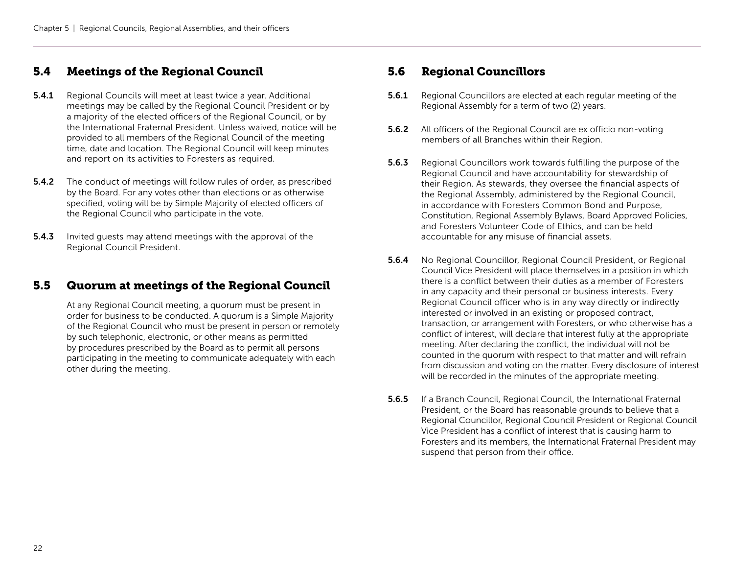## 5.4 Meetings of the Regional Council

**5.4.1** Regional Councils will meet at least twice a year. Additional meetings may be called by the Regional Council President or by a majority of the elected officers of the Regional Council, or by the International Fraternal President. Unless waived, notice will be provided to all members of the Regional Council of the meeting time, date and location. The Regional Council will keep minutes and report on its activities to Foresters as required.

**5.4.2** The conduct of meetings will follow rules of order, as prescribed by the Board. For any votes other than elections or as otherwise specified, voting will be by Simple Majority of elected officers of the Regional Council who participate in the vote.

**5.4.3** Invited guests may attend meetings with the approval of the Regional Council President.

## 5.5 Quorum at meetings of the Regional Council

At any Regional Council meeting, a quorum must be present in order for business to be conducted. A quorum is a Simple Majority of the Regional Council who must be present in person or remotely by such telephonic, electronic, or other means as permitted by procedures prescribed by the Board as to permit all persons participating in the meeting to communicate adequately with each other during the meeting.

## 5.6 Regional Councillors

**5.6.1** Regional Councillors are elected at each regular meeting of the Regional Assembly for a term of two (2) years.

**5.6.2** All officers of the Regional Council are ex officio non-voting members of all Branches within their Region.

**5.6.3** Regional Councillors work towards fulfilling the purpose of the Regional Council and have accountability for stewardship of their Region. As stewards, they oversee the financial aspects of the Regional Assembly, administered by the Regional Council, in accordance with Foresters Common Bond and Purpose, Constitution, Regional Assembly Bylaws, Board Approved Policies, and Foresters Volunteer Code of Ethics, and can be held accountable for any misuse of financial assets.

**5.6.4** No Regional Councillor, Regional Council President, or Regional Council Vice President will place themselves in a position in which there is a conflict between their duties as a member of Foresters in any capacity and their personal or business interests. Every Regional Council officer who is in any way directly or indirectly interested or involved in an existing or proposed contract, transaction, or arrangement with Foresters, or who otherwise has a conflict of interest, will declare that interest fully at the appropriate meeting. After declaring the conflict, the individual will not be counted in the quorum with respect to that matter and will refrain from discussion and voting on the matter. Every disclosure of interest will be recorded in the minutes of the appropriate meeting.

**5.6.5** If a Branch Council, Regional Council, the International Fraternal President, or the Board has reasonable grounds to believe that a Regional Councillor, Regional Council President or Regional Council Vice President has a conflict of interest that is causing harm to Foresters and its members, the International Fraternal President may suspend that person from their office.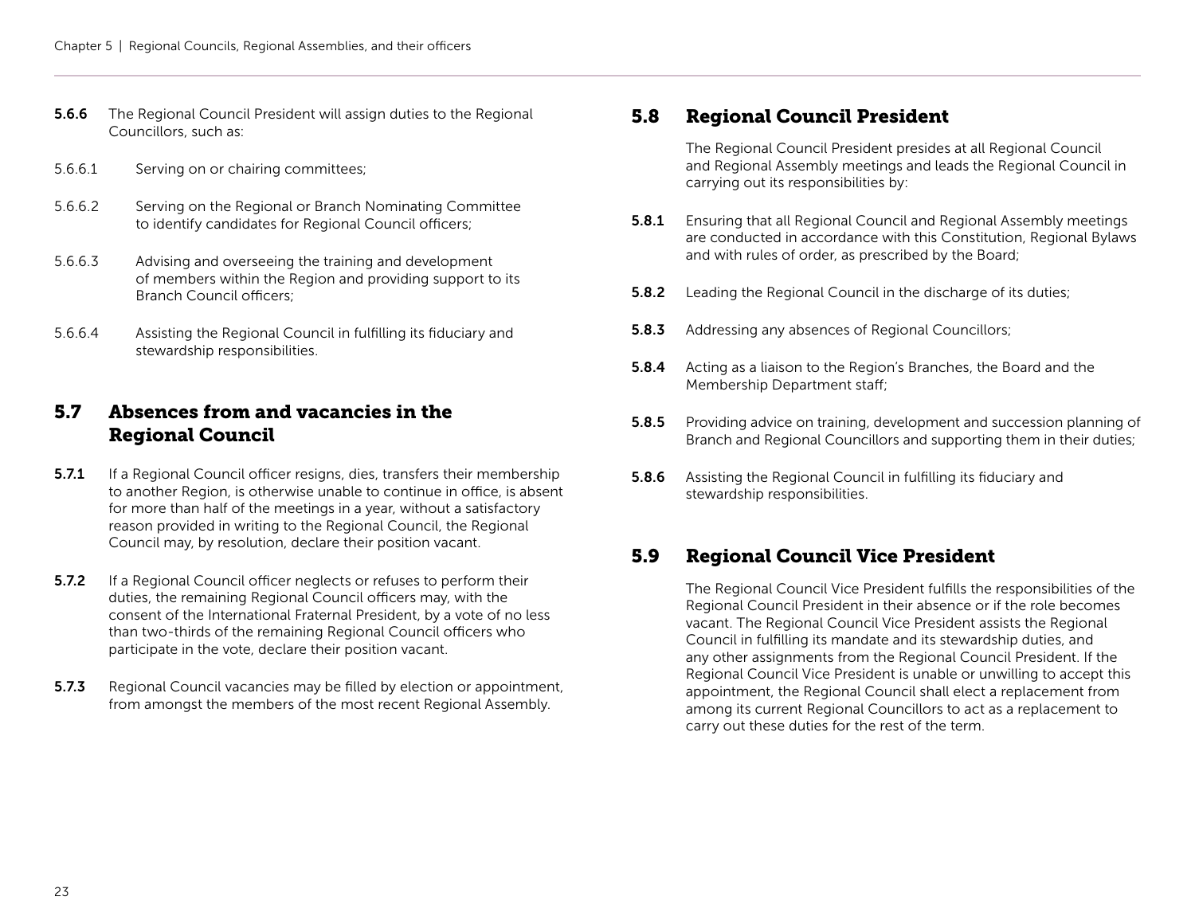**5.6.6** The Regional Council President will assign duties to the Regional Councillors, such as:

5.6.6.1 Serving on or chairing committees;

5.6.6.2 Serving on the Regional or Branch Nominating Committee to identify candidates for Regional Council officers;

5.6.6.3 Advising and overseeing the training and development of members within the Region and providing support to its Branch Council officers;

5.6.6.4 Assisting the Regional Council in fulfilling its fiduciary and stewardship responsibilities.

## 5.7 Absences from and vacancies in the Regional Council

**5.7.1** If a Regional Council officer resigns, dies, transfers their membership to another Region, is otherwise unable to continue in office, is absent for more than half of the meetings in a year, without a satisfactory reason provided in writing to the Regional Council, the Regional Council may, by resolution, declare their position vacant.

**5.7.2** If a Regional Council officer neglects or refuses to perform their duties, the remaining Regional Council officers may, with the consent of the International Fraternal President, by a vote of no less than two-thirds of the remaining Regional Council officers who participate in the vote, declare their position vacant.

**5.7.3** Regional Council vacancies may be filled by election or appointment, from amongst the members of the most recent Regional Assembly.

## 5.8 Regional Council President

The Regional Council President presides at all Regional Council and Regional Assembly meetings and leads the Regional Council in carrying out its responsibilities by:

**5.8.1** Ensuring that all Regional Council and Regional Assembly meetings are conducted in accordance with this Constitution, Regional Bylaws and with rules of order, as prescribed by the Board;

**5.8.2** Leading the Regional Council in the discharge of its duties;

**5.8.3** Addressing any absences of Regional Councillors;

**5.8.4** Acting as a liaison to the Region's Branches, the Board and the Membership Department staff;

**5.8.5** Providing advice on training, development and succession planning of Branch and Regional Councillors and supporting them in their duties;

**5.8.6** Assisting the Regional Council in fulfilling its fiduciary and stewardship responsibilities.

## 5.9 Regional Council Vice President

The Regional Council Vice President fulfills the responsibilities of the Regional Council President in their absence or if the role becomes vacant. The Regional Council Vice President assists the Regional Council in fulfilling its mandate and its stewardship duties, and any other assignments from the Regional Council President. If the Regional Council Vice President is unable or unwilling to accept this appointment, the Regional Council shall elect a replacement from among its current Regional Councillors to act as a replacement to carry out these duties for the rest of the term.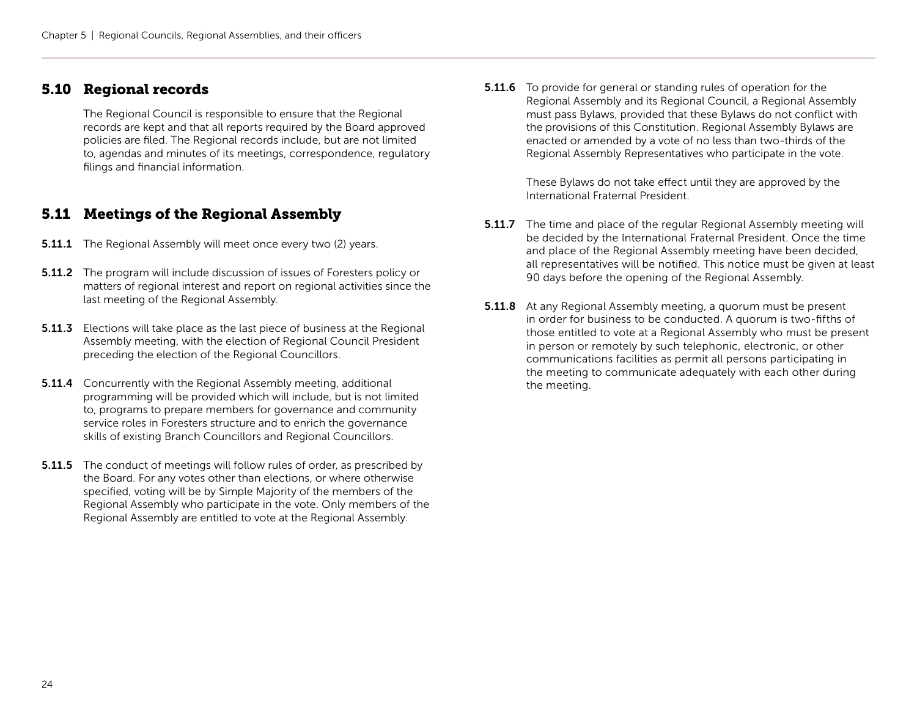## 5.10 Regional records

The Regional Council is responsible to ensure that the Regional records are kept and that all reports required by the Board approved policies are filed. The Regional records include, but are not limited to, agendas and minutes of its meetings, correspondence, regulatory filings and financial information.

## 5.11 Meetings of the Regional Assembly

**5.11.1** The Regional Assembly will meet once every two (2) years.

**5.11.2** The program will include discussion of issues of Foresters policy or matters of regional interest and report on regional activities since the last meeting of the Regional Assembly.

**5.11.3** Elections will take place as the last piece of business at the Regional Assembly meeting, with the election of Regional Council President preceding the election of the Regional Councillors.

**5.11.4** Concurrently with the Regional Assembly meeting, additional programming will be provided which will include, but is not limited to, programs to prepare members for governance and community service roles in Foresters structure and to enrich the governance skills of existing Branch Councillors and Regional Councillors.

**5.11.5** The conduct of meetings will follow rules of order, as prescribed by the Board. For any votes other than elections, or where otherwise specified, voting will be by Simple Majority of the members of the Regional Assembly who participate in the vote. Only members of the Regional Assembly are entitled to vote at the Regional Assembly.

**5.11.6** To provide for general or standing rules of operation for the Regional Assembly and its Regional Council, a Regional Assembly must pass Bylaws, provided that these Bylaws do not conflict with the provisions of this Constitution. Regional Assembly Bylaws are enacted or amended by a vote of no less than two-thirds of the Regional Assembly Representatives who participate in the vote.

These Bylaws do not take effect until they are approved by the International Fraternal President.

**5.11.7** The time and place of the regular Regional Assembly meeting will be decided by the International Fraternal President. Once the time and place of the Regional Assembly meeting have been decided, all representatives will be notified. This notice must be given at least 90 days before the opening of the Regional Assembly.

**5.11.8** At any Regional Assembly meeting, a quorum must be present in order for business to be conducted. A quorum is two-fifths of those entitled to vote at a Regional Assembly who must be present in person or remotely by such telephonic, electronic, or other communications facilities as permit all persons participating in the meeting to communicate adequately with each other during the meeting.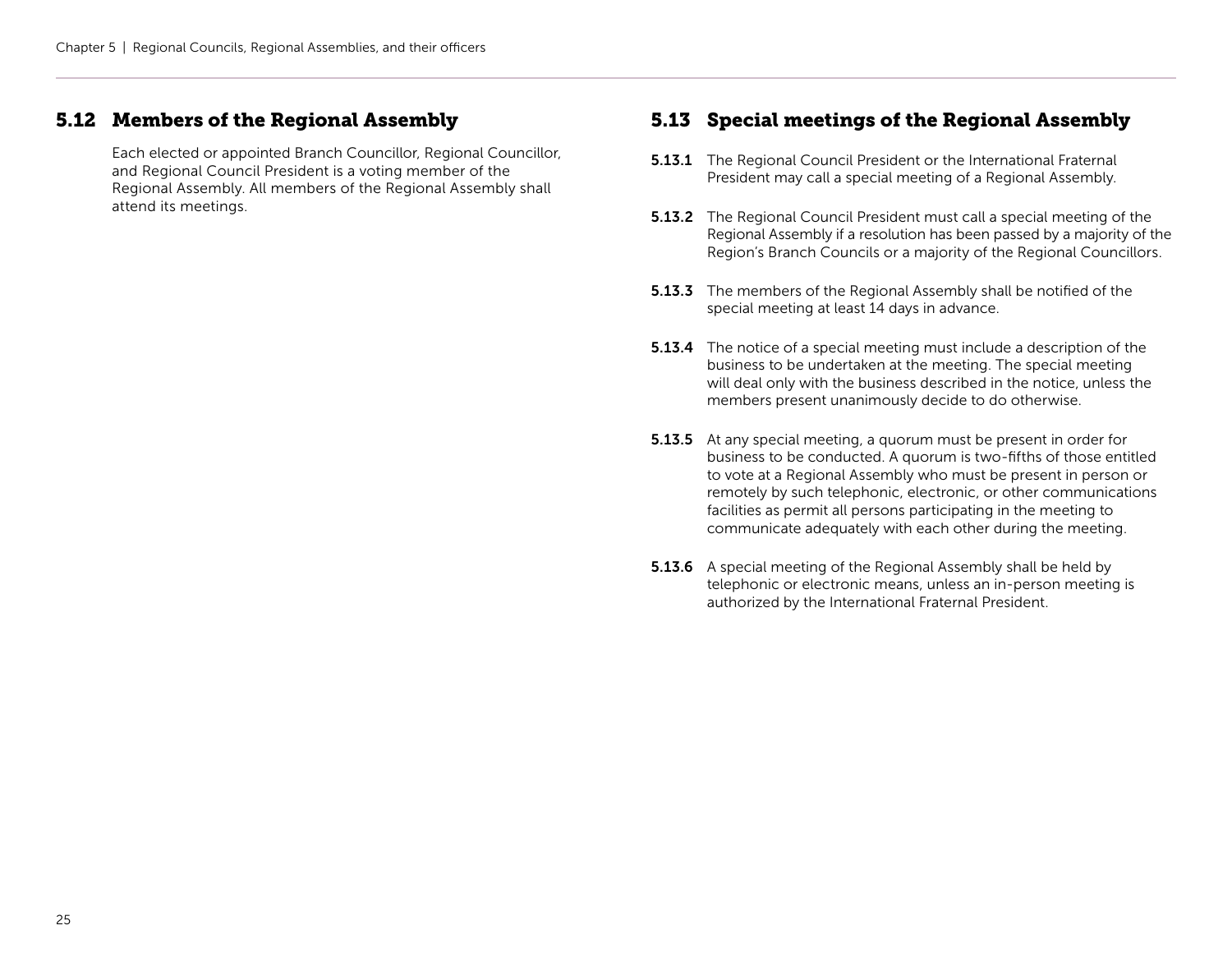## 5.12 Members of the Regional Assembly

Each elected or appointed Branch Councillor, Regional Councillor, and Regional Council President is a voting member of the Regional Assembly. All members of the Regional Assembly shall attend its meetings.

## 5.13 Special meetings of the Regional Assembly

**5.13.1** The Regional Council President or the International Fraternal President may call a special meeting of a Regional Assembly.

**5.13.2** The Regional Council President must call a special meeting of the Regional Assembly if a resolution has been passed by a majority of the Region's Branch Councils or a majority of the Regional Councillors.

**5.13.3** The members of the Regional Assembly shall be notified of the special meeting at least 14 days in advance.

**5.13.4** The notice of a special meeting must include a description of the business to be undertaken at the meeting. The special meeting will deal only with the business described in the notice, unless the members present unanimously decide to do otherwise.

**5.13.5** At any special meeting, a quorum must be present in order for business to be conducted. A quorum is two-fifths of those entitled to vote at a Regional Assembly who must be present in person or remotely by such telephonic, electronic, or other communications facilities as permit all persons participating in the meeting to communicate adequately with each other during the meeting.

**5.13.6** A special meeting of the Regional Assembly shall be held by telephonic or electronic means, unless an in-person meeting is authorized by the International Fraternal President.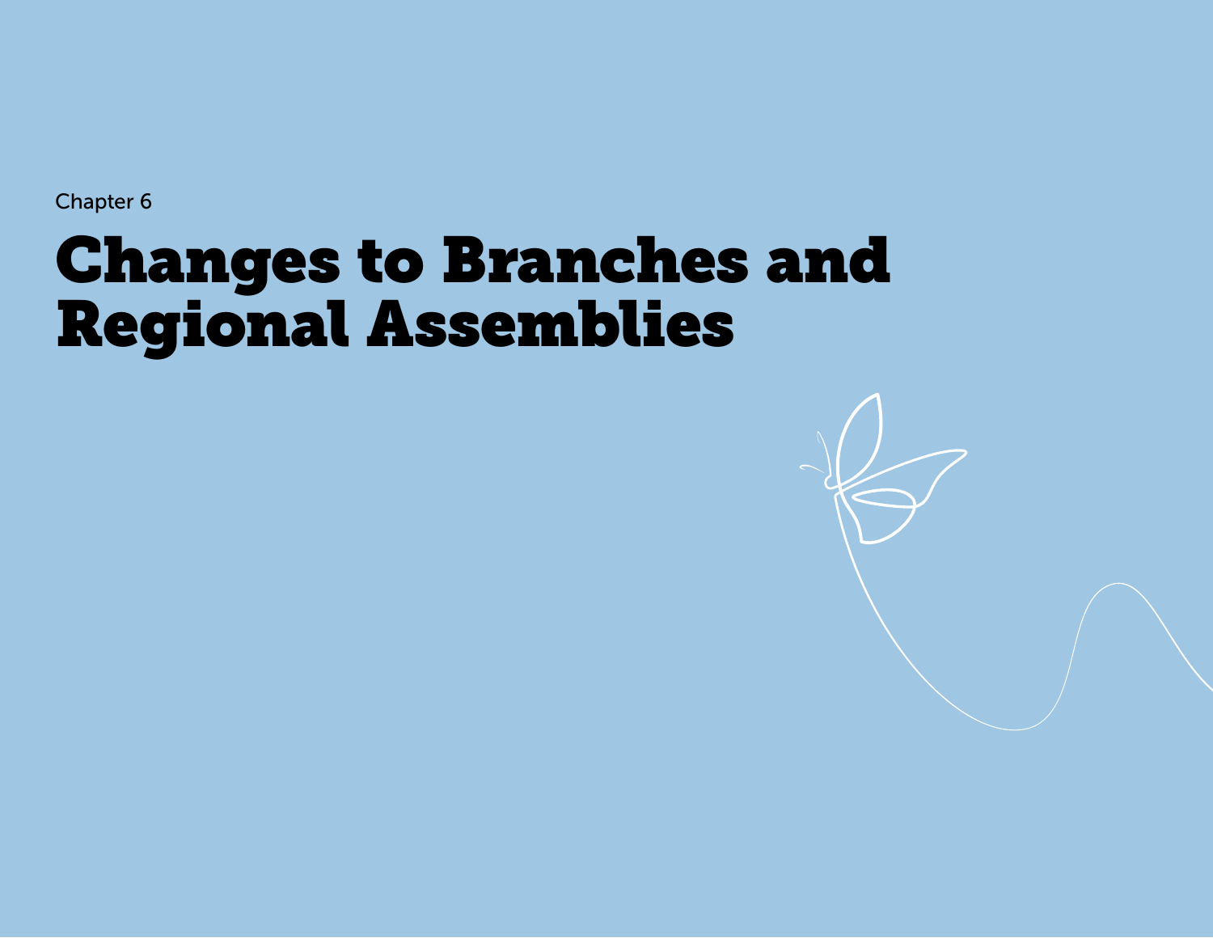Chapter 6

# Changes to Branches and Regional Assemblies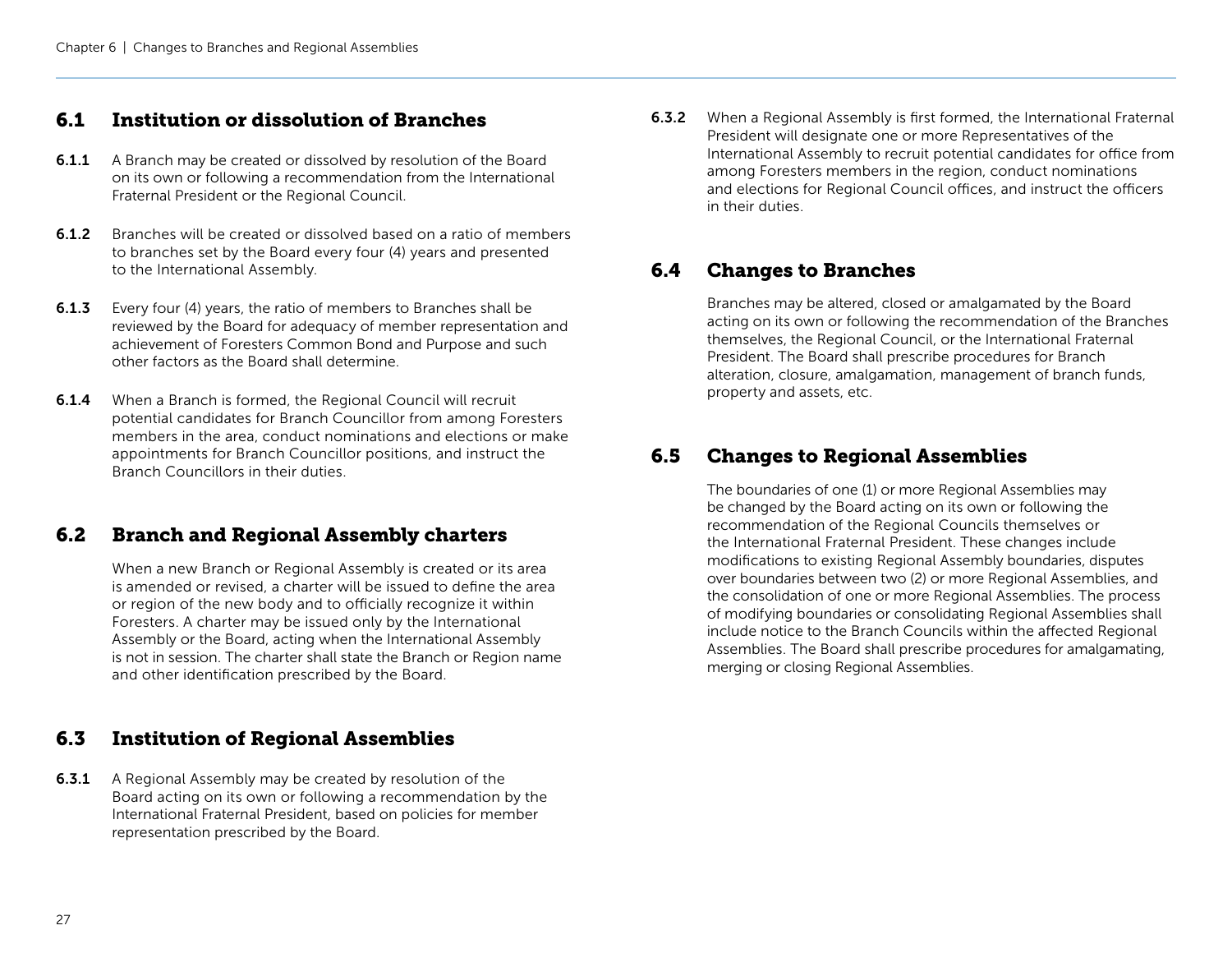## 6.1 Institution or dissolution of Branches

**6.1.1** A Branch may be created or dissolved by resolution of the Board on its own or following a recommendation from the International Fraternal President or the Regional Council.

**6.1.2** Branches will be created or dissolved based on a ratio of members to branches set by the Board every four (4) years and presented to the International Assembly.

**6.1.3** Every four (4) years, the ratio of members to Branches shall be reviewed by the Board for adequacy of member representation and achievement of Foresters Common Bond and Purpose and such other factors as the Board shall determine.

**6.1.4** When a Branch is formed, the Regional Council will recruit potential candidates for Branch Councillor from among Foresters members in the area, conduct nominations and elections or make appointments for Branch Councillor positions, and instruct the Branch Councillors in their duties.

## 6.2 Branch and Regional Assembly charters

When a new Branch or Regional Assembly is created or its area is amended or revised, a charter will be issued to define the area or region of the new body and to officially recognize it within Foresters. A charter may be issued only by the International Assembly or the Board, acting when the International Assembly is not in session. The charter shall state the Branch or Region name and other identification prescribed by the Board.

## 6.3 Institution of Regional Assemblies

**6.3.1** A Regional Assembly may be created by resolution of the Board acting on its own or following a recommendation by the International Fraternal President, based on policies for member representation prescribed by the Board.

**6.3.2** When a Regional Assembly is first formed, the International Fraternal President will designate one or more Representatives of the International Assembly to recruit potential candidates for office from among Foresters members in the region, conduct nominations and elections for Regional Council offices, and instruct the officers in their duties.

## 6.4 Changes to Branches

Branches may be altered, closed or amalgamated by the Board acting on its own or following the recommendation of the Branches themselves, the Regional Council, or the International Fraternal President. The Board shall prescribe procedures for Branch alteration, closure, amalgamation, management of branch funds, property and assets, etc.

## 6.5 Changes to Regional Assemblies

The boundaries of one (1) or more Regional Assemblies may be changed by the Board acting on its own or following the recommendation of the Regional Councils themselves or the International Fraternal President. These changes include modifications to existing Regional Assembly boundaries, disputes over boundaries between two (2) or more Regional Assemblies, and the consolidation of one or more Regional Assemblies. The process of modifying boundaries or consolidating Regional Assemblies shall include notice to the Branch Councils within the affected Regional Assemblies. The Board shall prescribe procedures for amalgamating, merging or closing Regional Assemblies.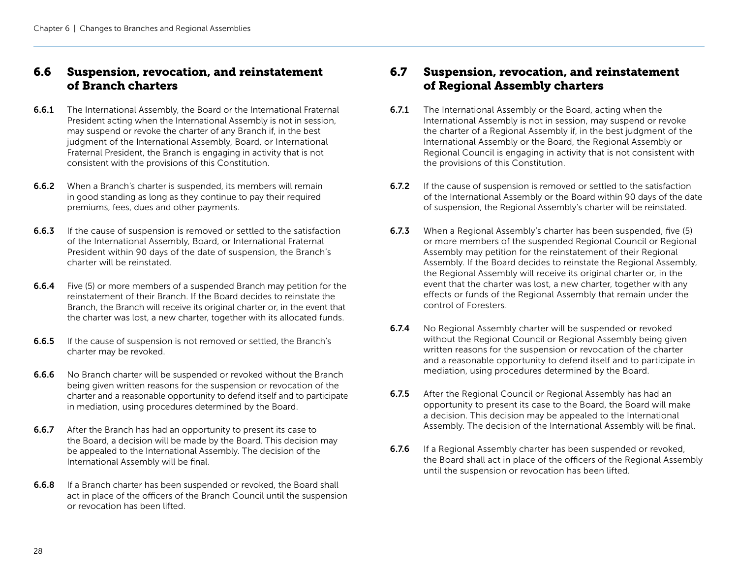## 6.6 Suspension, revocation, and reinstatement of Branch charters

**6.6.1** The International Assembly, the Board or the International Fraternal President acting when the International Assembly is not in session, may suspend or revoke the charter of any Branch if, in the best judgment of the International Assembly, Board, or International Fraternal President, the Branch is engaging in activity that is not consistent with the provisions of this Constitution.

**6.6.2** When a Branch's charter is suspended, its members will remain in good standing as long as they continue to pay their required premiums, fees, dues and other payments.

**6.6.3** If the cause of suspension is removed or settled to the satisfaction of the International Assembly, Board, or International Fraternal President within 90 days of the date of suspension, the Branch's charter will be reinstated.

**6.6.4** Five (5) or more members of a suspended Branch may petition for the reinstatement of their Branch. If the Board decides to reinstate the Branch, the Branch will receive its original charter or, in the event that the charter was lost, a new charter, together with its allocated funds.

**6.6.5** If the cause of suspension is not removed or settled, the Branch's charter may be revoked.

**6.6.6** No Branch charter will be suspended or revoked without the Branch being given written reasons for the suspension or revocation of the charter and a reasonable opportunity to defend itself and to participate in mediation, using procedures determined by the Board.

**6.6.7** After the Branch has had an opportunity to present its case to the Board, a decision will be made by the Board. This decision may be appealed to the International Assembly. The decision of the International Assembly will be final.

**6.6.8** If a Branch charter has been suspended or revoked, the Board shall act in place of the officers of the Branch Council until the suspension or revocation has been lifted.

## 6.7 Suspension, revocation, and reinstatement of Regional Assembly charters

**6.7.1** The International Assembly or the Board, acting when the International Assembly is not in session, may suspend or revoke the charter of a Regional Assembly if, in the best judgment of the International Assembly or the Board, the Regional Assembly or Regional Council is engaging in activity that is not consistent with the provisions of this Constitution.

**6.7.2** If the cause of suspension is removed or settled to the satisfaction of the International Assembly or the Board within 90 days of the date of suspension, the Regional Assembly's charter will be reinstated.

**6.7.3** When a Regional Assembly's charter has been suspended, five (5) or more members of the suspended Regional Council or Regional Assembly may petition for the reinstatement of their Regional Assembly. If the Board decides to reinstate the Regional Assembly, the Regional Assembly will receive its original charter or, in the event that the charter was lost, a new charter, together with any effects or funds of the Regional Assembly that remain under the control of Foresters.

**6.7.4** No Regional Assembly charter will be suspended or revoked without the Regional Council or Regional Assembly being given written reasons for the suspension or revocation of the charter and a reasonable opportunity to defend itself and to participate in mediation, using procedures determined by the Board.

**6.7.5** After the Regional Council or Regional Assembly has had an opportunity to present its case to the Board, the Board will make a decision. This decision may be appealed to the International Assembly. The decision of the International Assembly will be final.

**6.7.6** If a Regional Assembly charter has been suspended or revoked, the Board shall act in place of the officers of the Regional Assembly until the suspension or revocation has been lifted.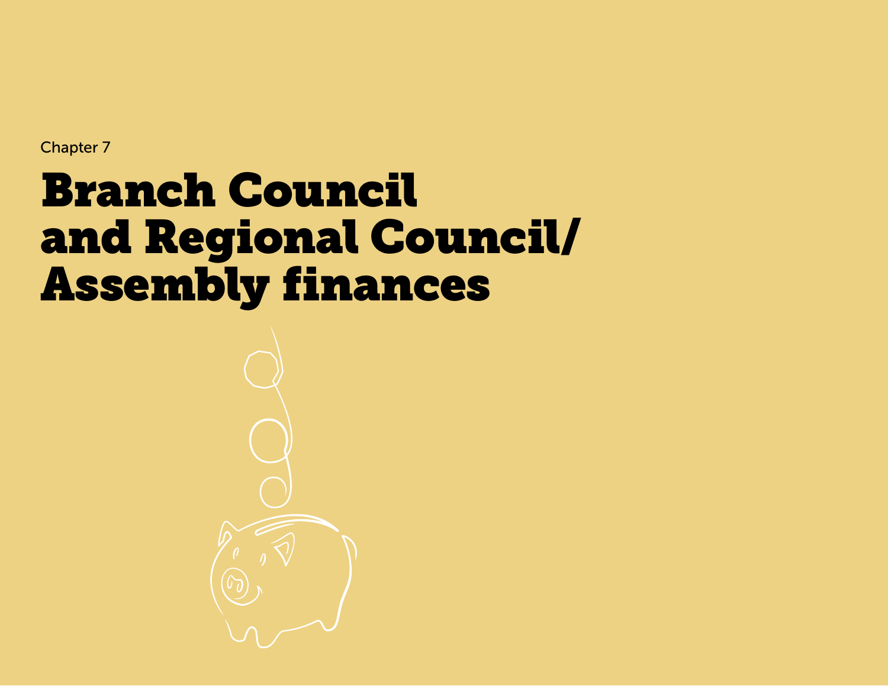Chapter 7

# Branch Council and Regional Council/ Assembly finances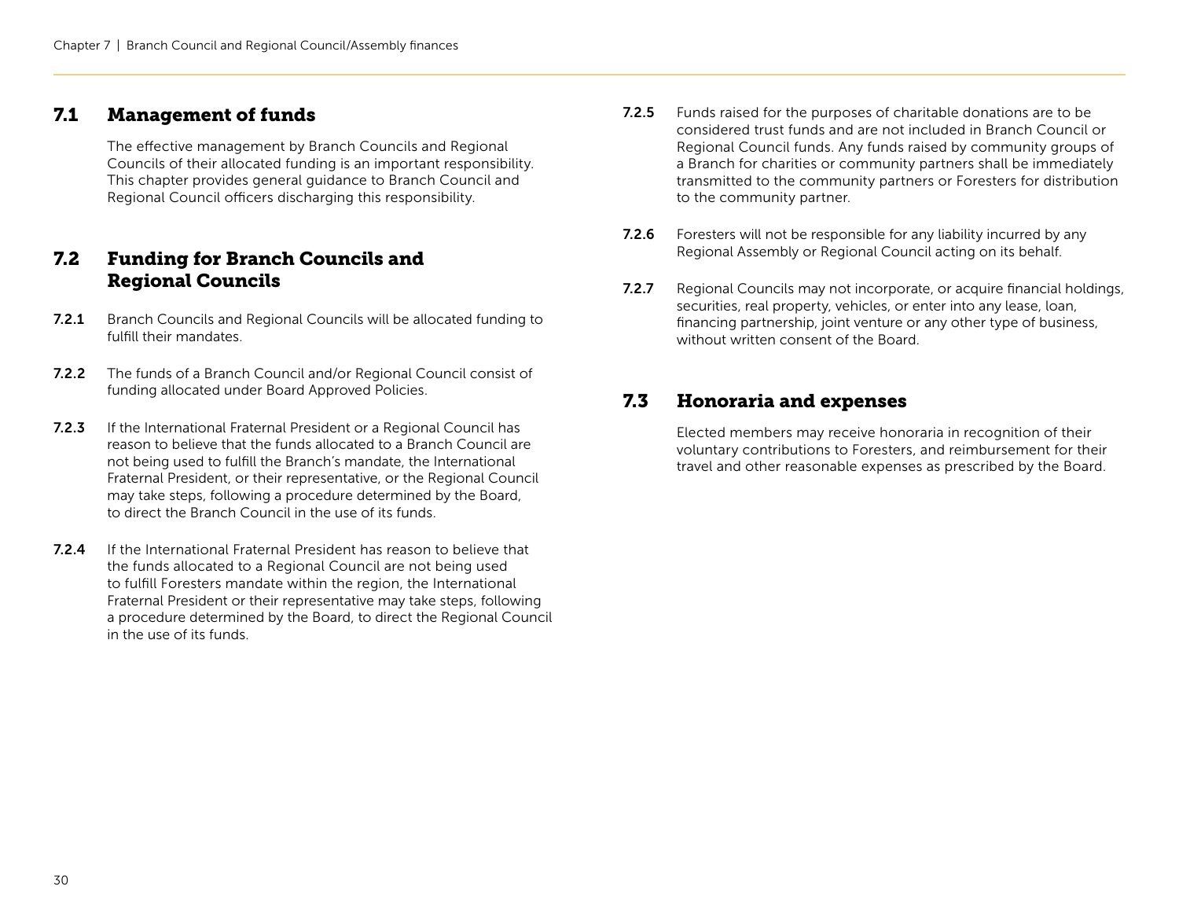## 7.1 Management of funds

The effective management by Branch Councils and Regional Councils of their allocated funding is an important responsibility. This chapter provides general guidance to Branch Council and Regional Council officers discharging this responsibility.

## 7.2 Funding for Branch Councils and Regional Councils

**7.2.1** Branch Councils and Regional Councils will be allocated funding to fulfill their mandates.

**7.2.2** The funds of a Branch Council and/or Regional Council consist of funding allocated under Board Approved Policies.

**7.2.3** If the International Fraternal President or a Regional Council has reason to believe that the funds allocated to a Branch Council are not being used to fulfill the Branch's mandate, the International Fraternal President, or their representative, or the Regional Council may take steps, following a procedure determined by the Board, to direct the Branch Council in the use of its funds.

**7.2.4** If the International Fraternal President has reason to believe that the funds allocated to a Regional Council are not being used to fulfill Foresters mandate within the region, the International Fraternal President or their representative may take steps, following a procedure determined by the Board, to direct the Regional Council in the use of its funds.

**7.2.5** Funds raised for the purposes of charitable donations are to be considered trust funds and are not included in Branch Council or Regional Council funds. Any funds raised by community groups of a Branch for charities or community partners shall be immediately transmitted to the community partners or Foresters for distribution to the community partner.

**7.2.6** Foresters will not be responsible for any liability incurred by any Regional Assembly or Regional Council acting on its behalf.

**7.2.7** Regional Councils may not incorporate, or acquire financial holdings, securities, real property, vehicles, or enter into any lease, loan, financing partnership, joint venture or any other type of business, without written consent of the Board.

## 7.3 Honoraria and expenses

Elected members may receive honoraria in recognition of their voluntary contributions to Foresters, and reimbursement for their travel and other reasonable expenses as prescribed by the Board.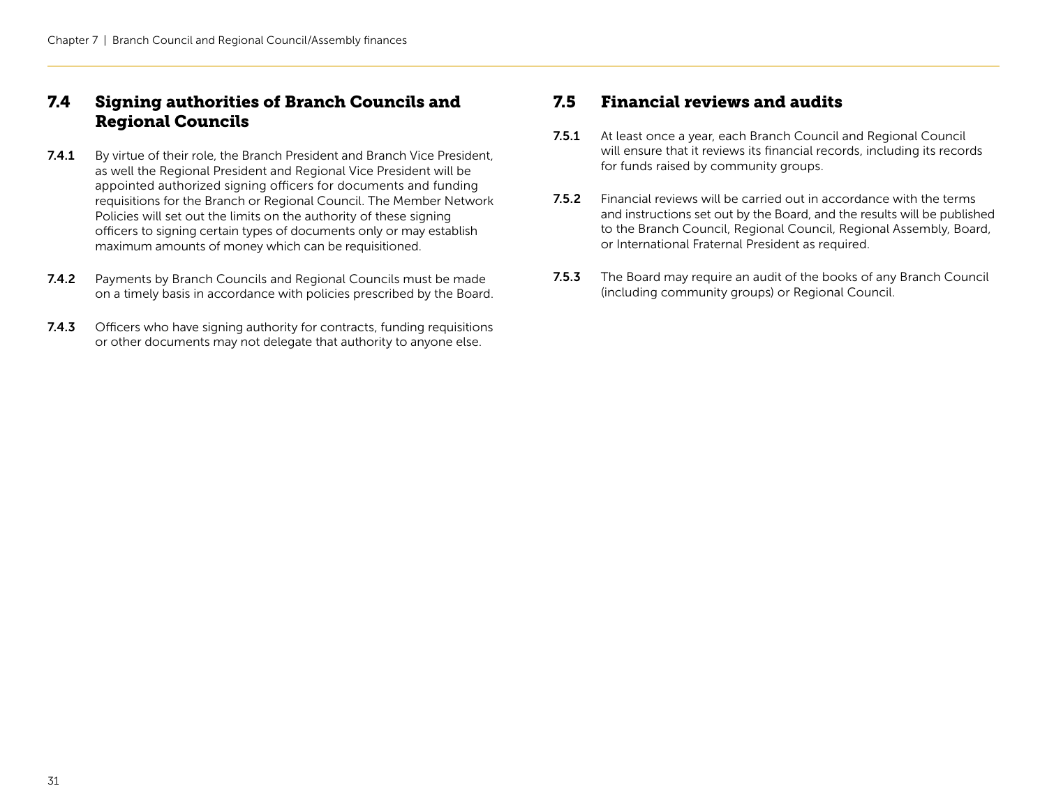## 7.4 Signing authorities of Branch Councils and Regional Councils

**7.4.1** By virtue of their role, the Branch President and Branch Vice President, as well the Regional President and Regional Vice President will be appointed authorized signing officers for documents and funding requisitions for the Branch or Regional Council. The Member Network Policies will set out the limits on the authority of these signing officers to signing certain types of documents only or may establish maximum amounts of money which can be requisitioned.

**7.4.2** Payments by Branch Councils and Regional Councils must be made on a timely basis in accordance with policies prescribed by the Board.

**7.4.3** Officers who have signing authority for contracts, funding requisitions or other documents may not delegate that authority to anyone else.

## 7.5 Financial reviews and audits

**7.5.1** At least once a year, each Branch Council and Regional Council will ensure that it reviews its financial records, including its records for funds raised by community groups.

**7.5.2** Financial reviews will be carried out in accordance with the terms and instructions set out by the Board, and the results will be published to the Branch Council, Regional Council, Regional Assembly, Board, or International Fraternal President as required.

**7.5.3** The Board may require an audit of the books of any Branch Council (including community groups) or Regional Council.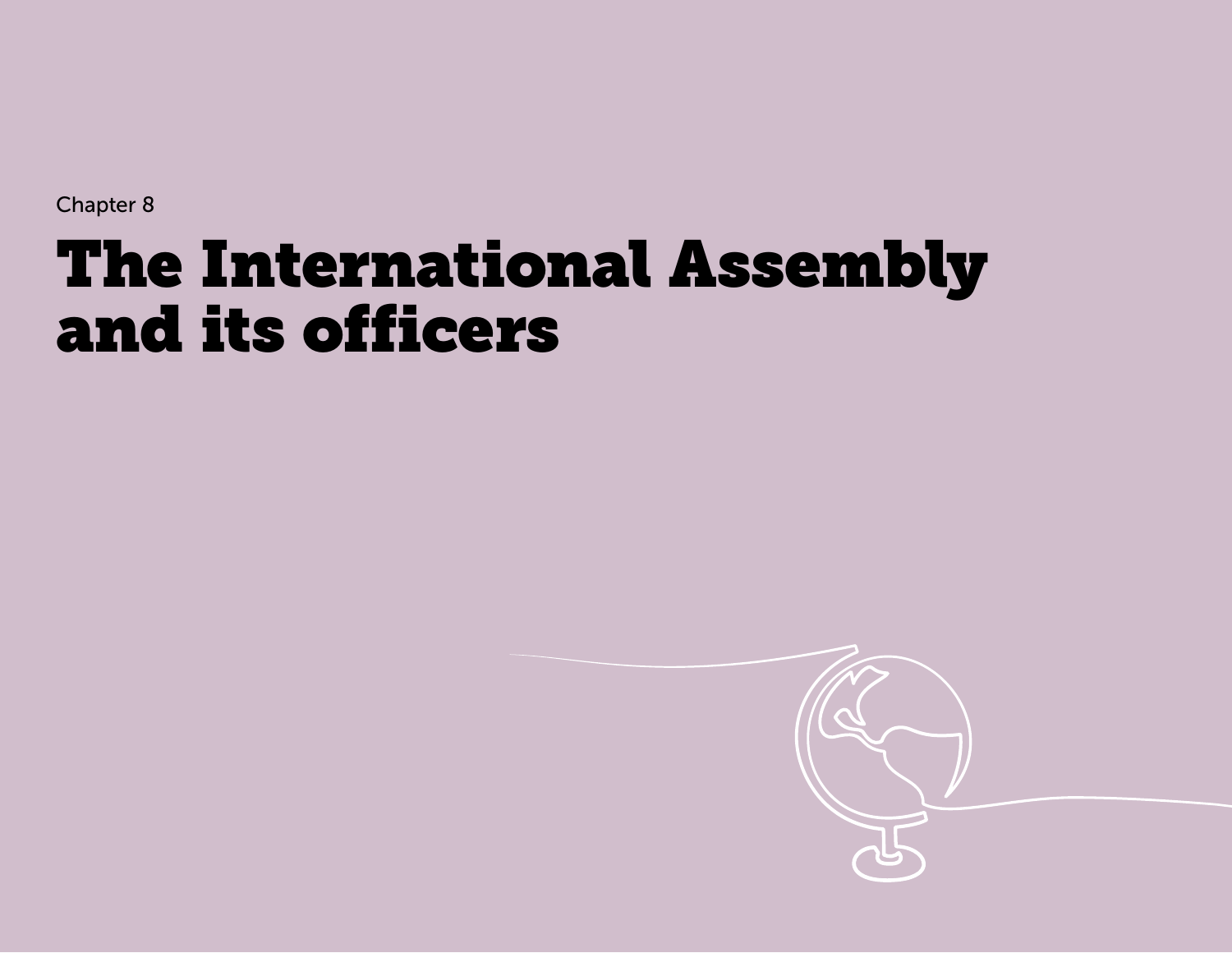Chapter 8

# The International Assembly and its officers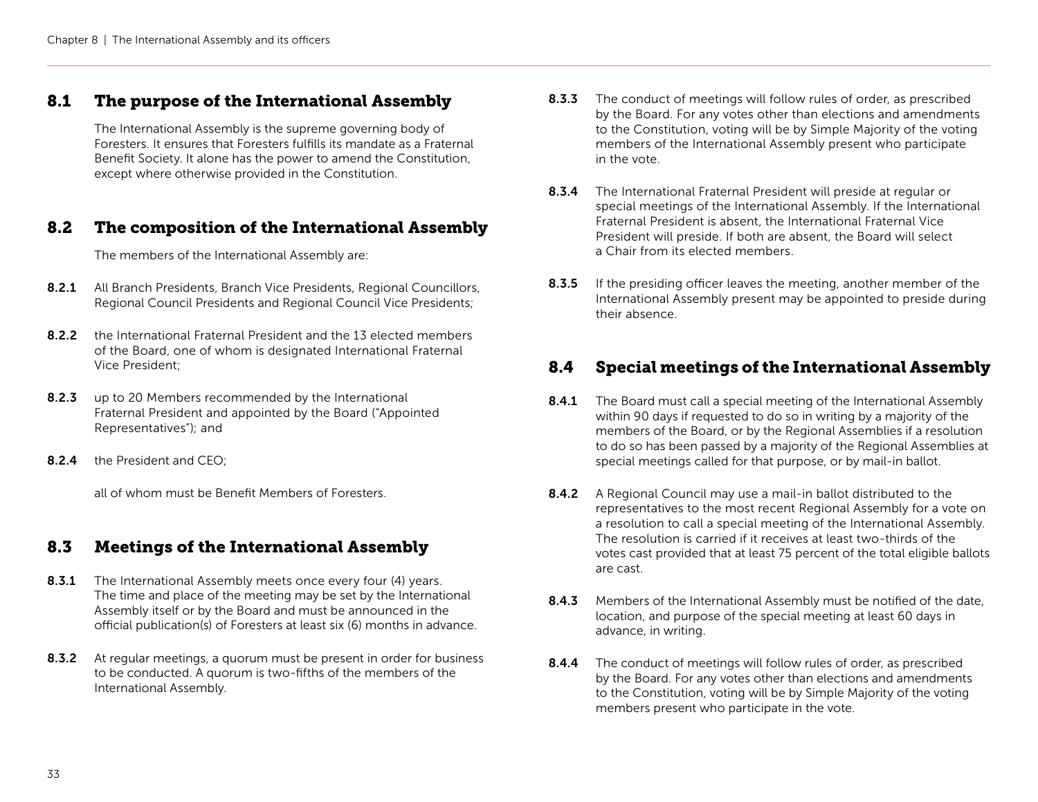## 8.1 The purpose of the International Assembly

The International Assembly is the supreme governing body of Foresters. It ensures that Foresters fulfills its mandate as a Fraternal Benefit Society. It alone has the power to amend the Constitution, except where otherwise provided in the Constitution.

## 8.2 The composition of the International Assembly

The members of the International Assembly are:

**8.2.1** All Branch Presidents, Branch Vice Presidents, Regional Councillors, Regional Council Presidents and Regional Council Vice Presidents;

**8.2.2** the International Fraternal President and the 13 elected members of the Board, one of whom is designated International Fraternal Vice President;

**8.2.3** up to 20 Members recommended by the International Fraternal President and appointed by the Board ("Appointed Representatives"); and

**8.2.4** the President and CEO;

all of whom must be Benefit Members of Foresters.

## 8.3 Meetings of the International Assembly

**8.3.1** The International Assembly meets once every four (4) years. The time and place of the meeting may be set by the International Assembly itself or by the Board and must be announced in the official publication(s) of Foresters at least six (6) months in advance.

**8.3.2** At regular meetings, a quorum must be present in order for business to be conducted. A quorum is two-fifths of the members of the International Assembly.

**8.3.3** The conduct of meetings will follow rules of order, as prescribed by the Board. For any votes other than elections and amendments to the Constitution, voting will be by Simple Majority of the voting members of the International Assembly present who participate in the vote.

**8.3.4** The International Fraternal President will preside at regular or special meetings of the International Assembly. If the International Fraternal President is absent, the International Fraternal Vice President will preside. If both are absent, the Board will select a Chair from its elected members.

**8.3.5** If the presiding officer leaves the meeting, another member of the International Assembly present may be appointed to preside during their absence.

## 8.4 Special meetings of the International Assembly

**8.4.1** The Board must call a special meeting of the International Assembly within 90 days if requested to do so in writing by a majority of the members of the Board, or by the Regional Assemblies if a resolution to do so has been passed by a majority of the Regional Assemblies at special meetings called for that purpose, or by mail-in ballot.

**8.4.2** A Regional Council may use a mail-in ballot distributed to the representatives to the most recent Regional Assembly for a vote on a resolution to call a special meeting of the International Assembly. The resolution is carried if it receives at least two-thirds of the votes cast provided that at least 75 percent of the total eligible ballots are cast.

**8.4.3** Members of the International Assembly must be notified of the date, location, and purpose of the special meeting at least 60 days in advance, in writing.

**8.4.4** The conduct of meetings will follow rules of order, as prescribed by the Board. For any votes other than elections and amendments to the Constitution, voting will be by Simple Majority of the voting members present who participate in the vote.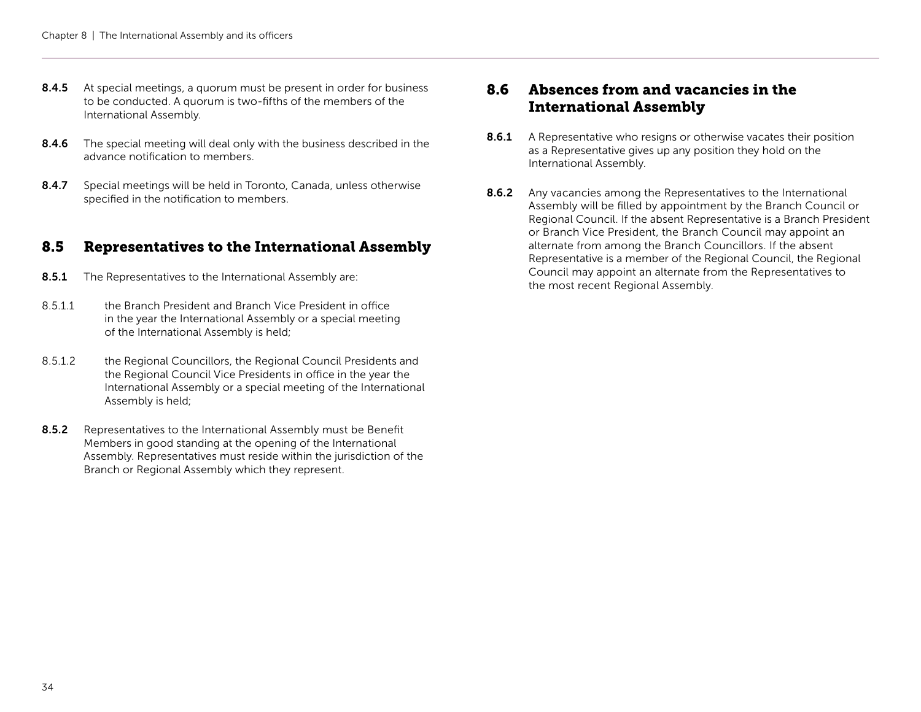**8.4.5** At special meetings, a quorum must be present in order for business to be conducted. A quorum is two-fifths of the members of the International Assembly.

**8.4.6** The special meeting will deal only with the business described in the advance notification to members.

**8.4.7** Special meetings will be held in Toronto, Canada, unless otherwise specified in the notification to members.

## 8.5 Representatives to the International Assembly

**8.5.1** The Representatives to the International Assembly are:

8.5.1.1 the Branch President and Branch Vice President in office in the year the International Assembly or a special meeting of the International Assembly is held;

8.5.1.2 the Regional Councillors, the Regional Council Presidents and the Regional Council Vice Presidents in office in the year the International Assembly or a special meeting of the International Assembly is held;

**8.5.2** Representatives to the International Assembly must be Benefit Members in good standing at the opening of the International Assembly. Representatives must reside within the jurisdiction of the Branch or Regional Assembly which they represent.

## 8.6 Absences from and vacancies in the International Assembly

**8.6.1** A Representative who resigns or otherwise vacates their position as a Representative gives up any position they hold on the International Assembly.

**8.6.2** Any vacancies among the Representatives to the International Assembly will be filled by appointment by the Branch Council or Regional Council. If the absent Representative is a Branch President or Branch Vice President, the Branch Council may appoint an alternate from among the Branch Councillors. If the absent Representative is a member of the Regional Council, the Regional Council may appoint an alternate from the Representatives to the most recent Regional Assembly.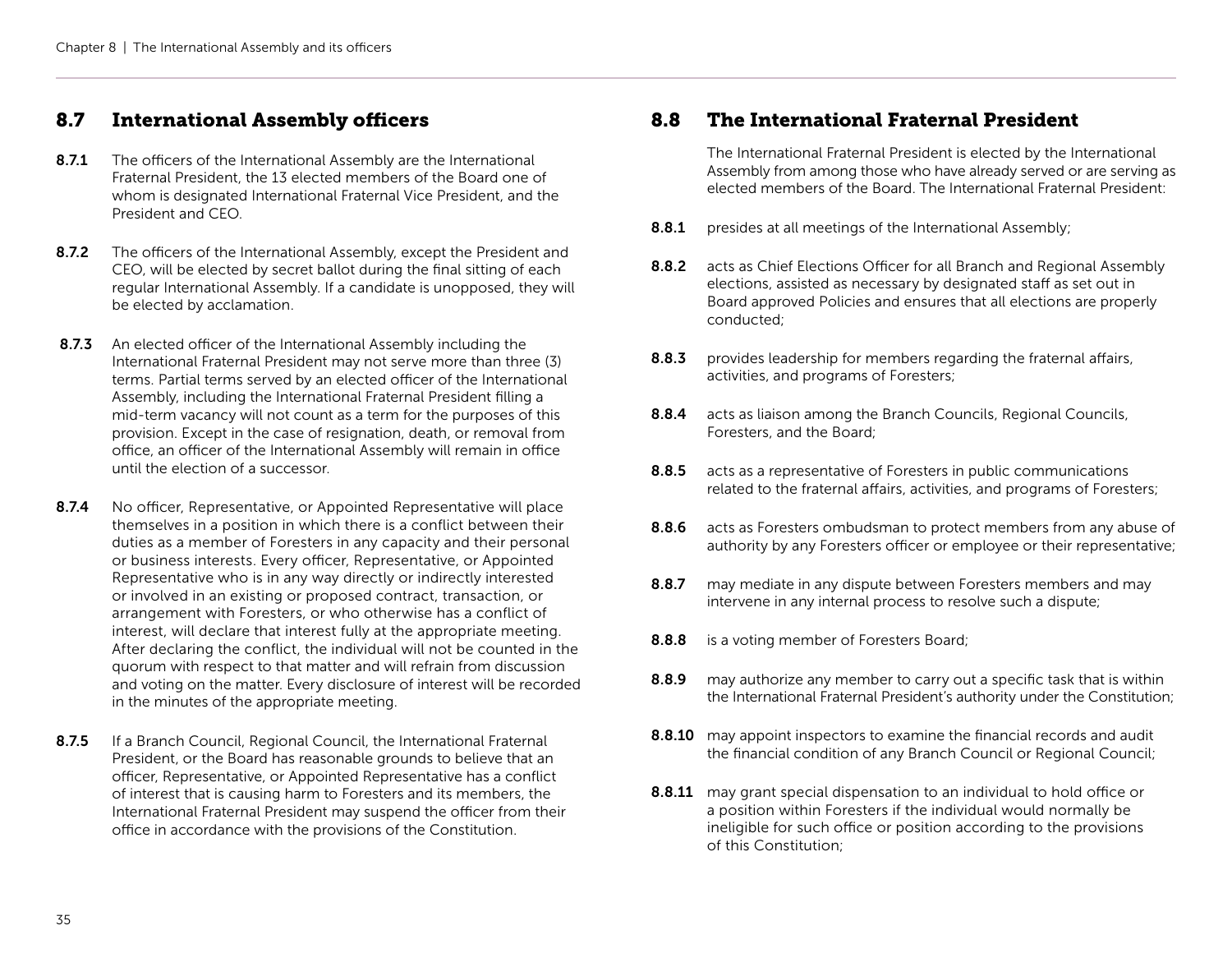## 8.7 International Assembly officers

**8.7.1** The officers of the International Assembly are the International Fraternal President, the 13 elected members of the Board one of whom is designated International Fraternal Vice President, and the President and CEO.

**8.7.2** The officers of the International Assembly, except the President and CEO, will be elected by secret ballot during the final sitting of each regular International Assembly. If a candidate is unopposed, they will be elected by acclamation.

**8.7.3** An elected officer of the International Assembly including the International Fraternal President may not serve more than three (3) terms. Partial terms served by an elected officer of the International Assembly, including the International Fraternal President filling a mid-term vacancy will not count as a term for the purposes of this provision. Except in the case of resignation, death, or removal from office, an officer of the International Assembly will remain in office until the election of a successor.

**8.7.4** No officer, Representative, or Appointed Representative will place themselves in a position in which there is a conflict between their duties as a member of Foresters in any capacity and their personal or business interests. Every officer, Representative, or Appointed Representative who is in any way directly or indirectly interested or involved in an existing or proposed contract, transaction, or arrangement with Foresters, or who otherwise has a conflict of interest, will declare that interest fully at the appropriate meeting. After declaring the conflict, the individual will not be counted in the quorum with respect to that matter and will refrain from discussion and voting on the matter. Every disclosure of interest will be recorded in the minutes of the appropriate meeting.

**8.7.5** If a Branch Council, Regional Council, the International Fraternal President, or the Board has reasonable grounds to believe that an officer, Representative, or Appointed Representative has a conflict of interest that is causing harm to Foresters and its members, the International Fraternal President may suspend the officer from their office in accordance with the provisions of the Constitution.

## 8.8 The International Fraternal President

The International Fraternal President is elected by the International Assembly from among those who have already served or are serving as elected members of the Board. The International Fraternal President:

**8.8.1** presides at all meetings of the International Assembly;

**8.8.2** acts as Chief Elections Officer for all Branch and Regional Assembly elections, assisted as necessary by designated staff as set out in Board approved Policies and ensures that all elections are properly conducted;

**8.8.3** provides leadership for members regarding the fraternal affairs, activities, and programs of Foresters;

**8.8.4** acts as liaison among the Branch Councils, Regional Councils, Foresters, and the Board;

**8.8.5** acts as a representative of Foresters in public communications related to the fraternal affairs, activities, and programs of Foresters;

**8.8.6** acts as Foresters ombudsman to protect members from any abuse of authority by any Foresters officer or employee or their representative;

**8.8.7** may mediate in any dispute between Foresters members and may intervene in any internal process to resolve such a dispute;

**8.8.8** is a voting member of Foresters Board;

**8.8.9** may authorize any member to carry out a specific task that is within the International Fraternal President's authority under the Constitution;

**8.8.10** may appoint inspectors to examine the financial records and audit the financial condition of any Branch Council or Regional Council;

**8.8.11** may grant special dispensation to an individual to hold office or a position within Foresters if the individual would normally be ineligible for such office or position according to the provisions of this Constitution;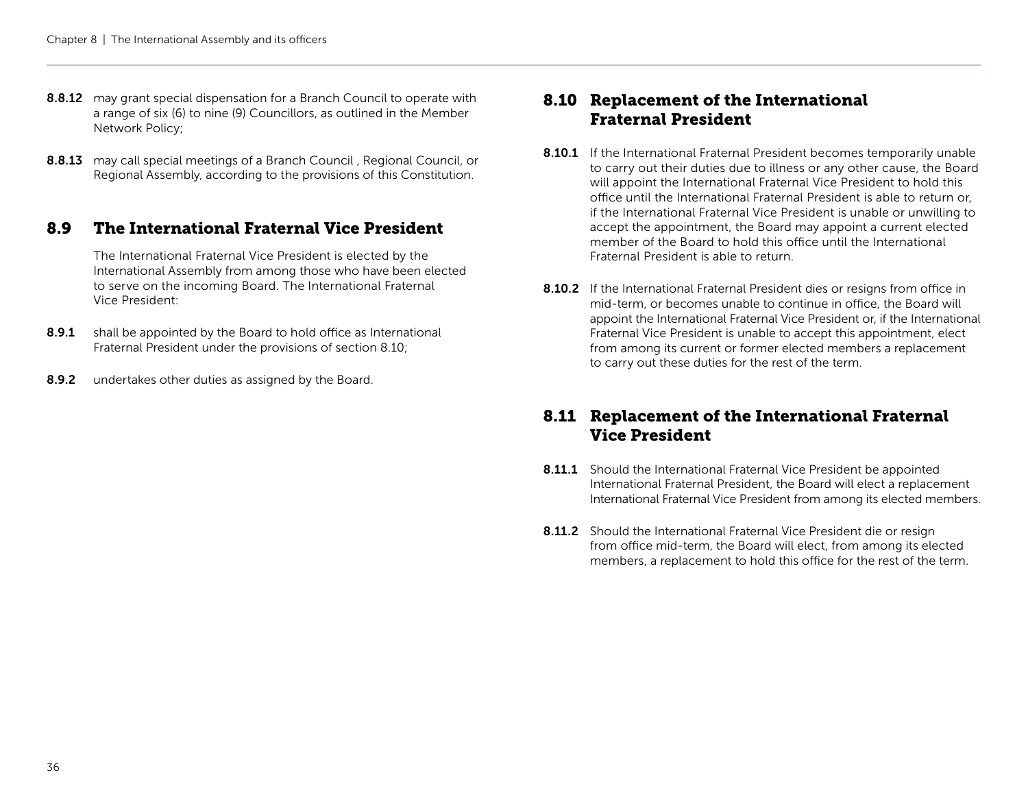**8.8.12** may grant special dispensation for a Branch Council to operate with a range of six (6) to nine (9) Councillors, as outlined in the Member Network Policy;

**8.8.13** may call special meetings of a Branch Council , Regional Council, or Regional Assembly, according to the provisions of this Constitution.

## 8.9 The International Fraternal Vice President

The International Fraternal Vice President is elected by the International Assembly from among those who have been elected to serve on the incoming Board. The International Fraternal Vice President:

**8.9.1** shall be appointed by the Board to hold office as International Fraternal President under the provisions of section 8.10;

**8.9.2** undertakes other duties as assigned by the Board.

## 8.10 Replacement of the International Fraternal President

**8.10.1** If the International Fraternal President becomes temporarily unable to carry out their duties due to illness or any other cause, the Board will appoint the International Fraternal Vice President to hold this office until the International Fraternal President is able to return or, if the International Fraternal Vice President is unable or unwilling to accept the appointment, the Board may appoint a current elected member of the Board to hold this office until the International Fraternal President is able to return.

**8.10.2** If the International Fraternal President dies or resigns from office in mid-term, or becomes unable to continue in office, the Board will appoint the International Fraternal Vice President or, if the International Fraternal Vice President is unable to accept this appointment, elect from among its current or former elected members a replacement to carry out these duties for the rest of the term.

## 8.11 Replacement of the International Fraternal Vice President

**8.11.1** Should the International Fraternal Vice President be appointed International Fraternal President, the Board will elect a replacement International Fraternal Vice President from among its elected members.

**8.11.2** Should the International Fraternal Vice President die or resign from office mid-term, the Board will elect, from among its elected members, a replacement to hold this office for the rest of the term.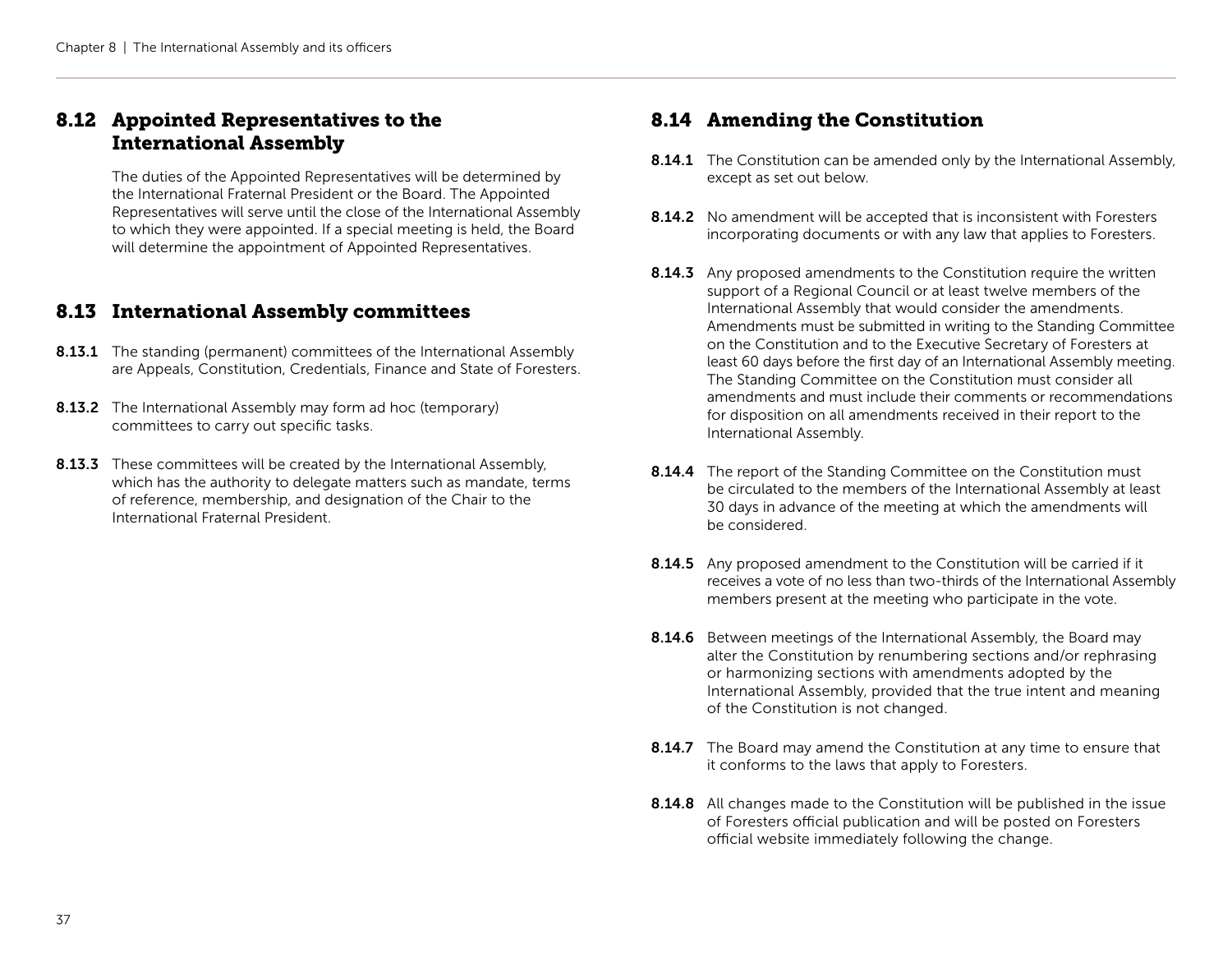## 8.12 Appointed Representatives to the International Assembly

The duties of the Appointed Representatives will be determined by the International Fraternal President or the Board. The Appointed Representatives will serve until the close of the International Assembly to which they were appointed. If a special meeting is held, the Board will determine the appointment of Appointed Representatives.

## 8.13 International Assembly committees

**8.13.1** The standing (permanent) committees of the International Assembly are Appeals, Constitution, Credentials, Finance and State of Foresters.

**8.13.2** The International Assembly may form ad hoc (temporary) committees to carry out specific tasks.

**8.13.3** These committees will be created by the International Assembly, which has the authority to delegate matters such as mandate, terms of reference, membership, and designation of the Chair to the International Fraternal President.

## 8.14 Amending the Constitution

**8.14.1** The Constitution can be amended only by the International Assembly, except as set out below.

**8.14.2** No amendment will be accepted that is inconsistent with Foresters incorporating documents or with any law that applies to Foresters.

**8.14.3** Any proposed amendments to the Constitution require the written support of a Regional Council or at least twelve members of the International Assembly that would consider the amendments. Amendments must be submitted in writing to the Standing Committee on the Constitution and to the Executive Secretary of Foresters at least 60 days before the first day of an International Assembly meeting. The Standing Committee on the Constitution must consider all amendments and must include their comments or recommendations for disposition on all amendments received in their report to the International Assembly.

**8.14.4** The report of the Standing Committee on the Constitution must be circulated to the members of the International Assembly at least 30 days in advance of the meeting at which the amendments will be considered.

**8.14.5** Any proposed amendment to the Constitution will be carried if it receives a vote of no less than two-thirds of the International Assembly members present at the meeting who participate in the vote.

**8.14.6** Between meetings of the International Assembly, the Board may alter the Constitution by renumbering sections and/or rephrasing or harmonizing sections with amendments adopted by the International Assembly, provided that the true intent and meaning of the Constitution is not changed.

**8.14.7** The Board may amend the Constitution at any time to ensure that it conforms to the laws that apply to Foresters.

**8.14.8** All changes made to the Constitution will be published in the issue of Foresters official publication and will be posted on Foresters official website immediately following the change.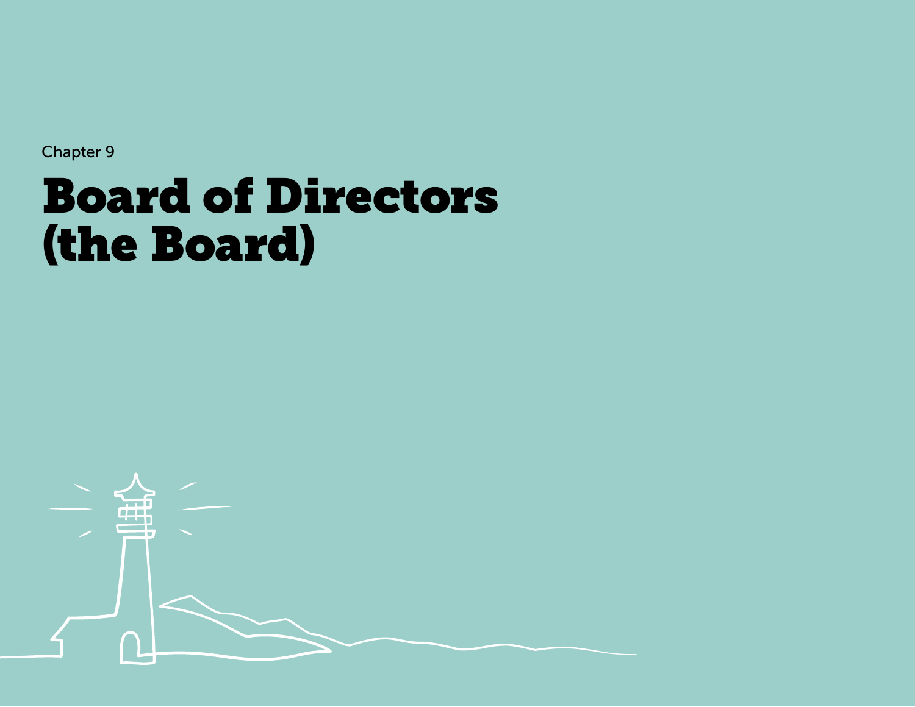Chapter 9

# Board of Directors (the Board)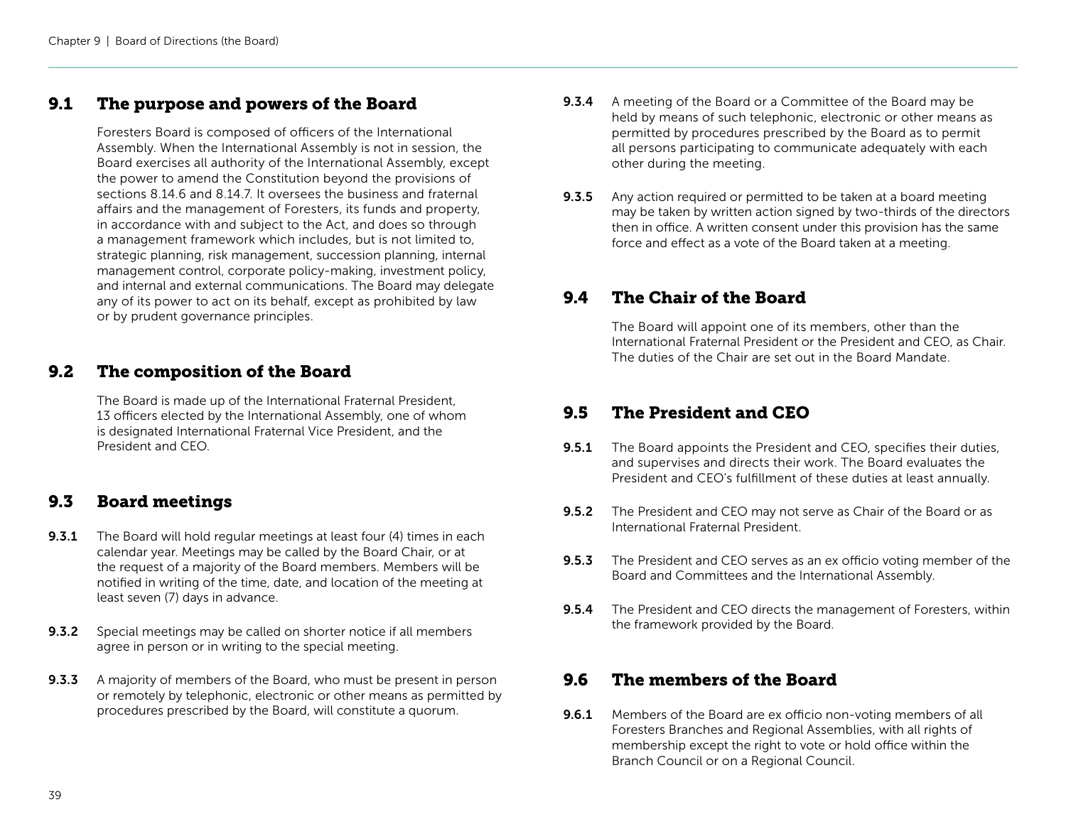## 9.1 The purpose and powers of the Board

Foresters Board is composed of officers of the International Assembly. When the International Assembly is not in session, the Board exercises all authority of the International Assembly, except the power to amend the Constitution beyond the provisions of sections 8.14.6 and 8.14.7. It oversees the business and fraternal affairs and the management of Foresters, its funds and property, in accordance with and subject to the Act, and does so through a management framework which includes, but is not limited to, strategic planning, risk management, succession planning, internal management control, corporate policy-making, investment policy, and internal and external communications. The Board may delegate any of its power to act on its behalf, except as prohibited by law or by prudent governance principles.

## 9.2 The composition of the Board

The Board is made up of the International Fraternal President, 13 officers elected by the International Assembly, one of whom is designated International Fraternal Vice President, and the President and CEO.

## 9.3 Board meetings

**9.3.1** The Board will hold regular meetings at least four (4) times in each calendar year. Meetings may be called by the Board Chair, or at the request of a majority of the Board members. Members will be notified in writing of the time, date, and location of the meeting at least seven (7) days in advance.

**9.3.2** Special meetings may be called on shorter notice if all members agree in person or in writing to the special meeting.

**9.3.3** A majority of members of the Board, who must be present in person or remotely by telephonic, electronic or other means as permitted by procedures prescribed by the Board, will constitute a quorum.

**9.3.4** A meeting of the Board or a Committee of the Board may be held by means of such telephonic, electronic or other means as permitted by procedures prescribed by the Board as to permit all persons participating to communicate adequately with each other during the meeting.

**9.3.5** Any action required or permitted to be taken at a board meeting may be taken by written action signed by two-thirds of the directors then in office. A written consent under this provision has the same force and effect as a vote of the Board taken at a meeting.

## 9.4 The Chair of the Board

The Board will appoint one of its members, other than the International Fraternal President or the President and CEO, as Chair. The duties of the Chair are set out in the Board Mandate.

## 9.5 The President and CEO

**9.5.1** The Board appoints the President and CEO, specifies their duties, and supervises and directs their work. The Board evaluates the President and CEO's fulfillment of these duties at least annually.

**9.5.2** The President and CEO may not serve as Chair of the Board or as International Fraternal President.

**9.5.3** The President and CEO serves as an ex officio voting member of the Board and Committees and the International Assembly.

**9.5.4** The President and CEO directs the management of Foresters, within the framework provided by the Board.

## 9.6 The members of the Board

**9.6.1** Members of the Board are ex officio non-voting members of all Foresters Branches and Regional Assemblies, with all rights of membership except the right to vote or hold office within the Branch Council or on a Regional Council.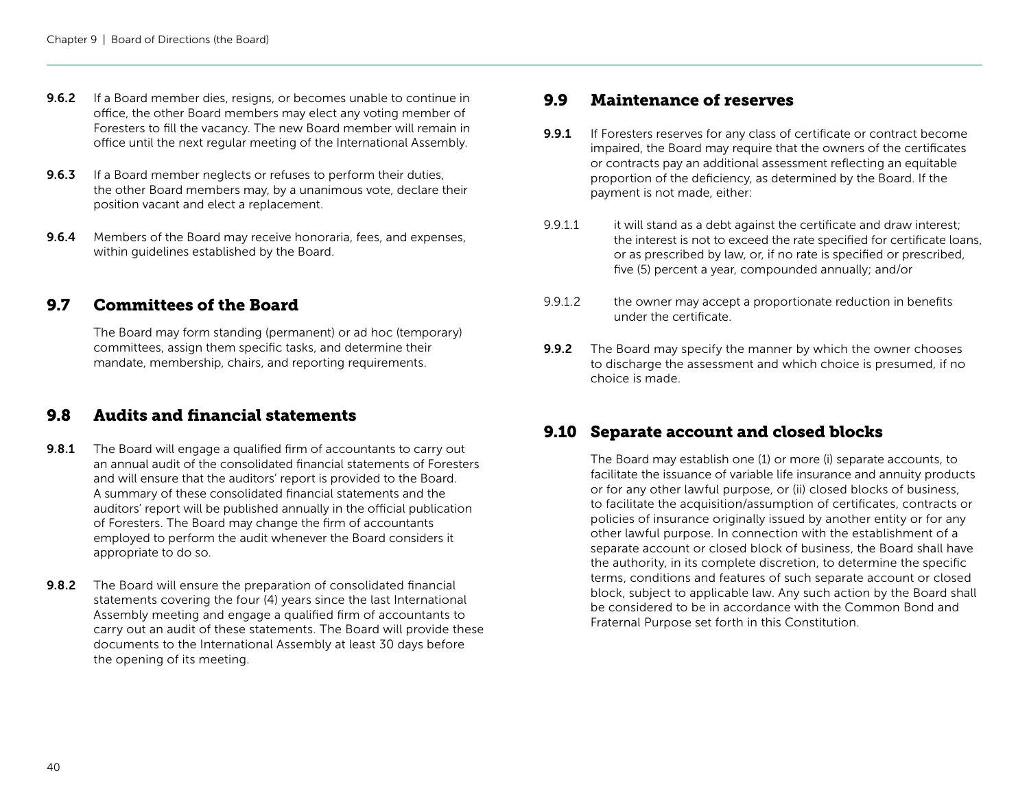**9.6.2** If a Board member dies, resigns, or becomes unable to continue in office, the other Board members may elect any voting member of Foresters to fill the vacancy. The new Board member will remain in office until the next regular meeting of the International Assembly.

**9.6.3** If a Board member neglects or refuses to perform their duties, the other Board members may, by a unanimous vote, declare their position vacant and elect a replacement.

**9.6.4** Members of the Board may receive honoraria, fees, and expenses, within guidelines established by the Board.

## 9.7 Committees of the Board

The Board may form standing (permanent) or ad hoc (temporary) committees, assign them specific tasks, and determine their mandate, membership, chairs, and reporting requirements.

## 9.8 Audits and financial statements

**9.8.1** The Board will engage a qualified firm of accountants to carry out an annual audit of the consolidated financial statements of Foresters and will ensure that the auditors' report is provided to the Board. A summary of these consolidated financial statements and the auditors' report will be published annually in the official publication of Foresters. The Board may change the firm of accountants employed to perform the audit whenever the Board considers it appropriate to do so.

**9.8.2** The Board will ensure the preparation of consolidated financial statements covering the four (4) years since the last International Assembly meeting and engage a qualified firm of accountants to carry out an audit of these statements. The Board will provide these documents to the International Assembly at least 30 days before the opening of its meeting.

## 9.9 Maintenance of reserves

**9.9.1** If Foresters reserves for any class of certificate or contract become impaired, the Board may require that the owners of the certificates or contracts pay an additional assessment reflecting an equitable proportion of the deficiency, as determined by the Board. If the payment is not made, either:

9.9.1.1 it will stand as a debt against the certificate and draw interest; the interest is not to exceed the rate specified for certificate loans, or as prescribed by law, or, if no rate is specified or prescribed, five (5) percent a year, compounded annually; and/or

9.9.1.2 the owner may accept a proportionate reduction in benefits under the certificate.

**9.9.2** The Board may specify the manner by which the owner chooses to discharge the assessment and which choice is presumed, if no choice is made.

## 9.10 Separate account and closed blocks

The Board may establish one (1) or more (i) separate accounts, to facilitate the issuance of variable life insurance and annuity products or for any other lawful purpose, or (ii) closed blocks of business, to facilitate the acquisition/assumption of certificates, contracts or policies of insurance originally issued by another entity or for any other lawful purpose. In connection with the establishment of a separate account or closed block of business, the Board shall have the authority, in its complete discretion, to determine the specific terms, conditions and features of such separate account or closed block, subject to applicable law. Any such action by the Board shall be considered to be in accordance with the Common Bond and Fraternal Purpose set forth in this Constitution.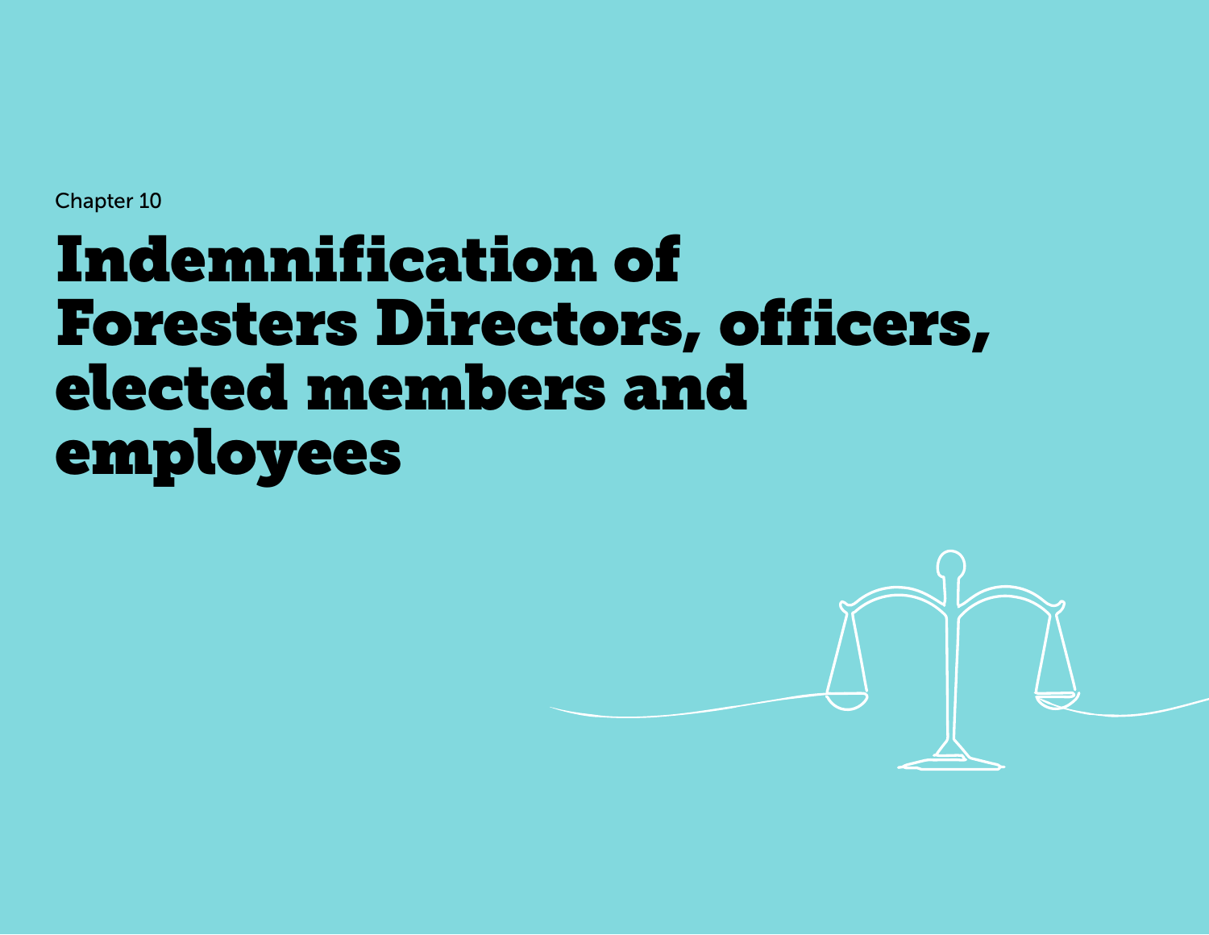Chapter 10

# Indemnification of Foresters Directors, officers, elected members and employees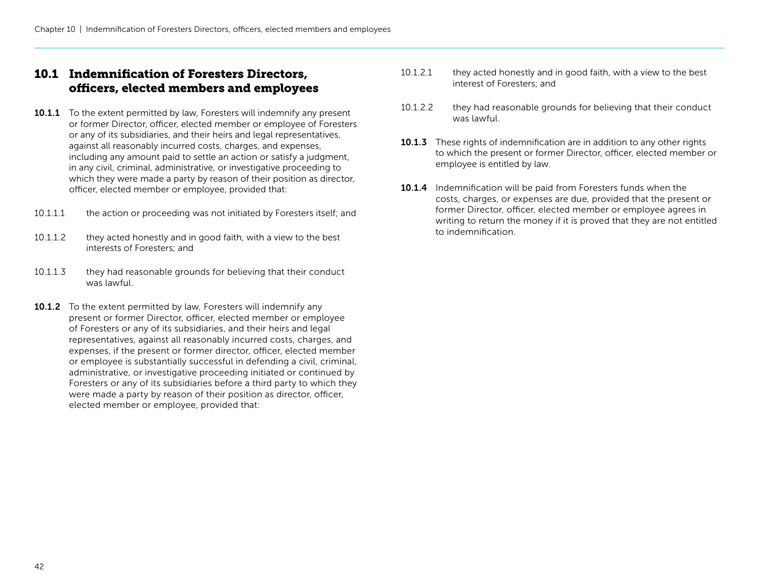## 10.1 Indemnification of Foresters Directors, officers, elected members and employees

**10.1.1** To the extent permitted by law, Foresters will indemnify any present or former Director, officer, elected member or employee of Foresters or any of its subsidiaries, and their heirs and legal representatives, against all reasonably incurred costs, charges, and expenses, including any amount paid to settle an action or satisfy a judgment, in any civil, criminal, administrative, or investigative proceeding to which they were made a party by reason of their position as director, officer, elected member or employee, provided that:

10.1.1.1 the action or proceeding was not initiated by Foresters itself; and

10.1.1.2 they acted honestly and in good faith, with a view to the best interests of Foresters; and

10.1.1.3 they had reasonable grounds for believing that their conduct was lawful.

**10.1.2** To the extent permitted by law, Foresters will indemnify any present or former Director, officer, elected member or employee of Foresters or any of its subsidiaries, and their heirs and legal representatives, against all reasonably incurred costs, charges, and expenses, if the present or former director, officer, elected member or employee is substantially successful in defending a civil, criminal, administrative, or investigative proceeding initiated or continued by Foresters or any of its subsidiaries before a third party to which they were made a party by reason of their position as director, officer, elected member or employee, provided that:

10.1.2.1 they acted honestly and in good faith, with a view to the best interest of Foresters; and

10.1.2.2 they had reasonable grounds for believing that their conduct was lawful.

**10.1.3** These rights of indemnification are in addition to any other rights to which the present or former Director, officer, elected member or employee is entitled by law.

**10.1.4** Indemnification will be paid from Foresters funds when the costs, charges, or expenses are due, provided that the present or former Director, officer, elected member or employee agrees in writing to return the money if it is proved that they are not entitled to indemnification.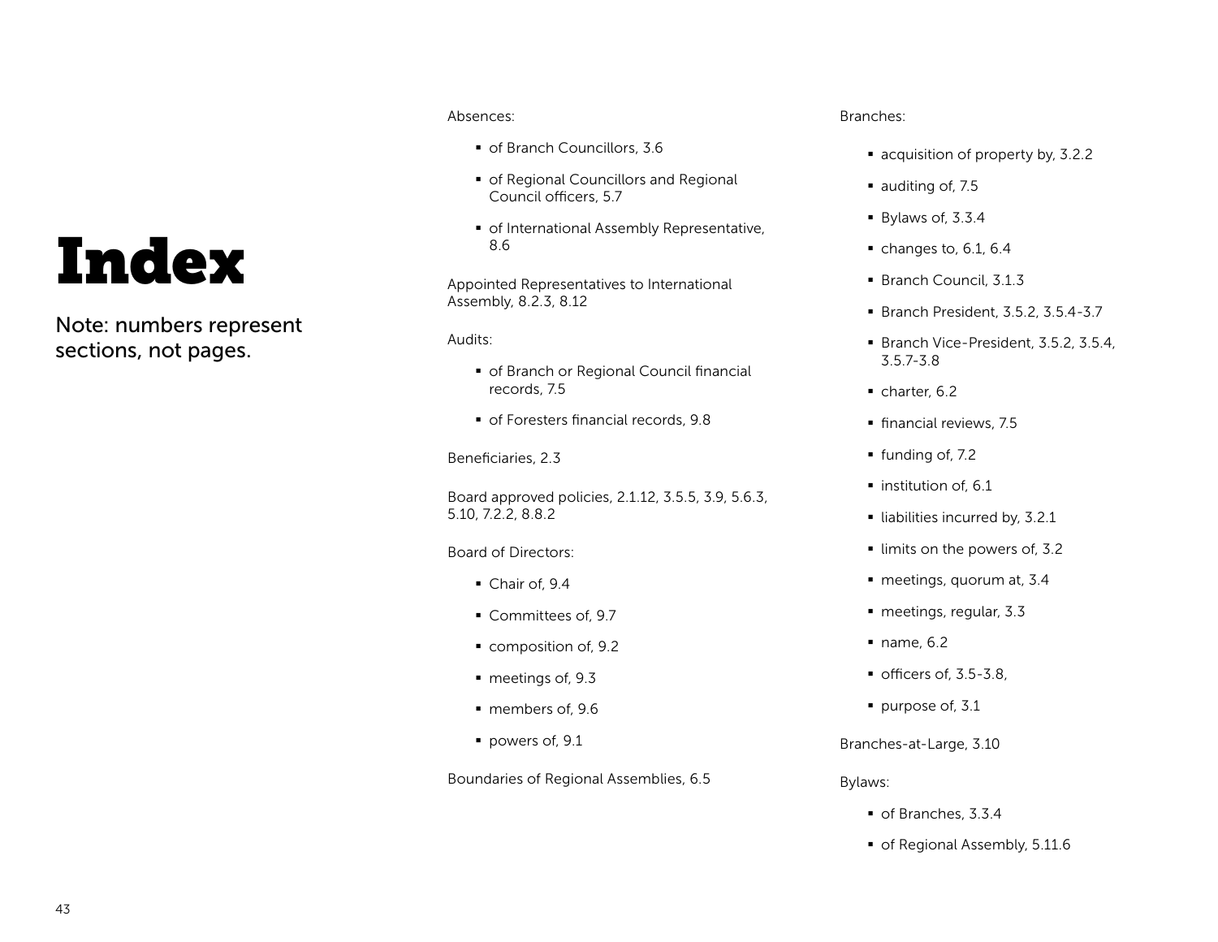# Index

Note: numbers represent sections, not pages.

Absences:

- of Branch Councillors, 3.6
- of Regional Councillors and Regional Council officers, 5.7
- of International Assembly Representative, 8.6

Appointed Representatives to International Assembly, 8.2.3, 8.12

Audits:

- of Branch or Regional Council financial records, 7.5
- of Foresters financial records, 9.8

Beneficiaries, 2.3

Board approved policies, 2.1.12, 3.5.5, 3.9, 5.6.3, 5.10, 7.2.2, 8.8.2

Board of Directors:

- Chair of, 9.4
- Committees of, 9.7
- composition of, 9.2
- meetings of, 9.3
- members of, 9.6
- powers of, 9.1

Boundaries of Regional Assemblies, 6.5

Branches:

- acquisition of property by, 3.2.2
- auditing of, 7.5
- Bylaws of, 3.3.4
- changes to, 6.1, 6.4
- Branch Council, 3.1.3
- Branch President, 3.5.2, 3.5.4-3.7
- Branch Vice-President, 3.5.2, 3.5.4, 3.5.7-3.8
- charter, 6.2
- financial reviews, 7.5
- funding of, 7.2
- institution of, 6.1
- liabilities incurred by, 3.2.1
- limits on the powers of, 3.2
- meetings, quorum at, 3.4
- meetings, regular, 3.3
- name, 6.2
- officers of, 3.5-3.8,
- purpose of, 3.1

Branches-at-Large, 3.10

Bylaws:

- of Branches, 3.3.4
- of Regional Assembly, 5.11.6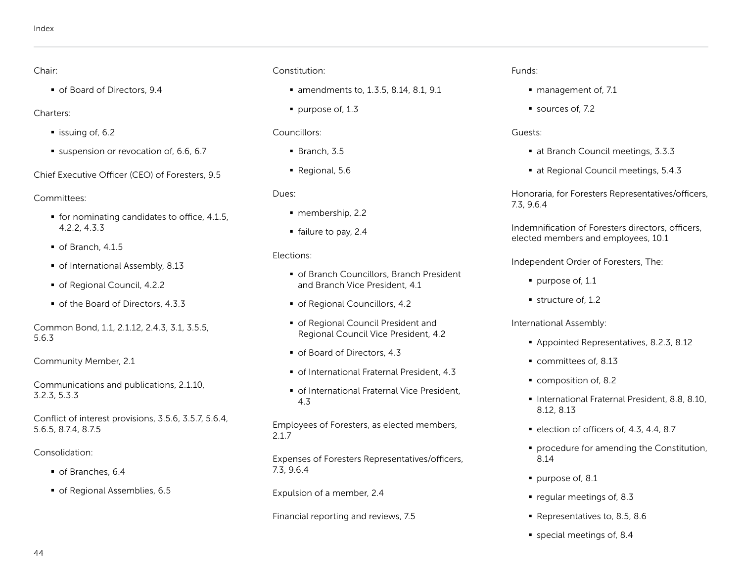Chair:

- of Board of Directors, 9.4

Charters:

- issuing of, 6.2
- suspension or revocation of, 6.6, 6.7

Chief Executive Officer (CEO) of Foresters, 9.5

Committees:

- for nominating candidates to office, 4.1.5, 4.2.2, 4.3.3
- of Branch, 4.1.5
- of International Assembly, 8.13
- of Regional Council, 4.2.2
- of the Board of Directors, 4.3.3

Common Bond, 1.1, 2.1.12, 2.4.3, 3.1, 3.5.5, 5.6.3

Community Member, 2.1

Communications and publications, 2.1.10, 3.2.3, 5.3.3

Conflict of interest provisions, 3.5.6, 3.5.7, 5.6.4, 5.6.5, 8.7.4, 8.7.5

Consolidation:

- of Branches, 6.4
- of Regional Assemblies, 6.5

Constitution:

- amendments to, 1.3.5, 8.14, 8.1, 9.1
- purpose of, 1.3

Councillors:

- Branch, 3.5
- Regional, 5.6

Dues:

- membership, 2.2
- failure to pay, 2.4

Elections:

- of Branch Councillors, Branch President and Branch Vice President, 4.1
- of Regional Councillors, 4.2
- of Regional Council President and Regional Council Vice President, 4.2
- of Board of Directors, 4.3
- of International Fraternal President, 4.3
- of International Fraternal Vice President, 4.3

Employees of Foresters, as elected members, 2.1.7

Expenses of Foresters Representatives/officers, 7.3, 9.6.4

Expulsion of a member, 2.4

Financial reporting and reviews, 7.5

Funds:

- management of, 7.1
- sources of, 7.2

Guests:

- at Branch Council meetings, 3.3.3
- at Regional Council meetings, 5.4.3

Honoraria, for Foresters Representatives/officers, 7.3, 9.6.4

Indemnification of Foresters directors, officers, elected members and employees, 10.1

Independent Order of Foresters, The:

- purpose of, 1.1
- structure of, 1.2

International Assembly:

- Appointed Representatives, 8.2.3, 8.12
- committees of, 8.13
- composition of, 8.2
- International Fraternal President, 8.8, 8.10, 8.12, 8.13
- election of officers of, 4.3, 4.4, 8.7
- procedure for amending the Constitution, 8.14
- purpose of, 8.1
- regular meetings of, 8.3
- Representatives to, 8.5, 8.6
- special meetings of, 8.4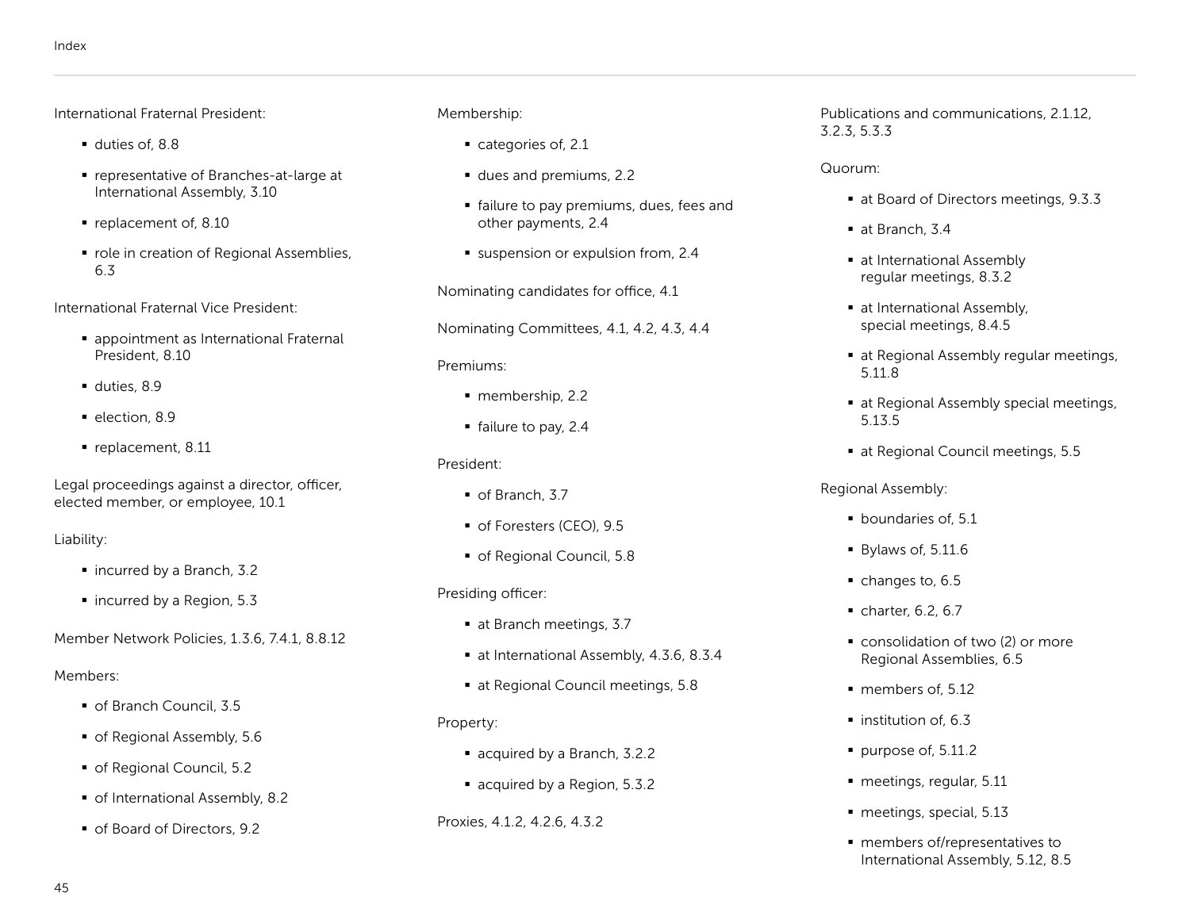International Fraternal President:

- duties of, 8.8
- representative of Branches-at-large at International Assembly, 3.10
- replacement of, 8.10
- role in creation of Regional Assemblies, 6.3

International Fraternal Vice President:

- appointment as International Fraternal President, 8.10
- duties, 8.9
- election, 8.9
- replacement, 8.11

Legal proceedings against a director, officer, elected member, or employee, 10.1

Liability:

- incurred by a Branch, 3.2
- incurred by a Region, 5.3

Member Network Policies, 1.3.6, 7.4.1, 8.8.12

Members:

- of Branch Council, 3.5
- of Regional Assembly, 5.6
- of Regional Council, 5.2
- of International Assembly, 8.2
- of Board of Directors, 9.2

Membership:

- categories of, 2.1
- dues and premiums, 2.2
- failure to pay premiums, dues, fees and other payments, 2.4
- suspension or expulsion from, 2.4

Nominating candidates for office, 4.1

Nominating Committees, 4.1, 4.2, 4.3, 4.4

Premiums:

- membership, 2.2
- failure to pay, 2.4

President:

- of Branch, 3.7
- of Foresters (CEO), 9.5
- of Regional Council, 5.8

Presiding officer:

- at Branch meetings, 3.7
- at International Assembly, 4.3.6, 8.3.4
- at Regional Council meetings, 5.8

Property:

- acquired by a Branch, 3.2.2
- acquired by a Region, 5.3.2

Proxies, 4.1.2, 4.2.6, 4.3.2

Publications and communications, 2.1.12, 3.2.3, 5.3.3

Quorum:

- at Board of Directors meetings, 9.3.3
- at Branch, 3.4
- at International Assembly regular meetings, 8.3.2
- at International Assembly, special meetings, 8.4.5
- at Regional Assembly regular meetings, 5.11.8
- at Regional Assembly special meetings, 5.13.5
- at Regional Council meetings, 5.5

Regional Assembly:

- boundaries of, 5.1
- Bylaws of, 5.11.6
- changes to, 6.5
- charter, 6.2, 6.7
- consolidation of two (2) or more Regional Assemblies, 6.5
- members of, 5.12
- institution of, 6.3
- purpose of, 5.11.2
- meetings, regular, 5.11
- meetings, special, 5.13
- members of/representatives to International Assembly, 5.12, 8.5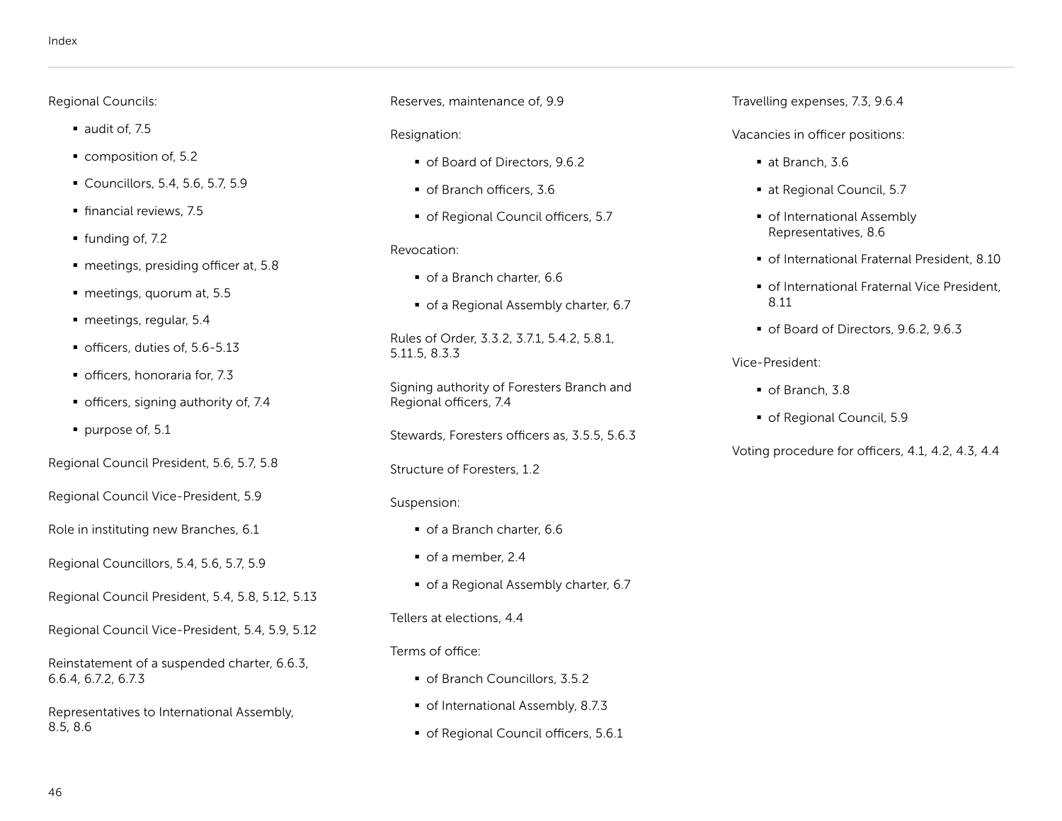Regional Councils:

- audit of, 7.5
- composition of, 5.2
- Councillors, 5.4, 5.6, 5.7, 5.9
- financial reviews, 7.5
- funding of, 7.2
- meetings, presiding officer at, 5.8
- meetings, quorum at, 5.5
- meetings, regular, 5.4
- officers, duties of, 5.6-5.13
- officers, honoraria for, 7.3
- officers, signing authority of, 7.4
- purpose of, 5.1

Regional Council President, 5.6, 5.7, 5.8

Regional Council Vice-President, 5.9

Role in instituting new Branches, 6.1

Regional Councillors, 5.4, 5.6, 5.7, 5.9

Regional Council President, 5.4, 5.8, 5.12, 5.13

Regional Council Vice-President, 5.4, 5.9, 5.12

Reinstatement of a suspended charter, 6.6.3, 6.6.4, 6.7.2, 6.7.3

Representatives to International Assembly, 8.5, 8.6

Reserves, maintenance of, 9.9

Resignation:

- of Board of Directors, 9.6.2
- of Branch officers, 3.6
- of Regional Council officers, 5.7

Revocation:

- of a Branch charter, 6.6
- of a Regional Assembly charter, 6.7

Rules of Order, 3.3.2, 3.7.1, 5.4.2, 5.8.1, 5.11.5, 8.3.3

Signing authority of Foresters Branch and Regional officers, 7.4

Stewards, Foresters officers as, 3.5.5, 5.6.3

Structure of Foresters, 1.2

Suspension:

- of a Branch charter, 6.6
- of a member, 2.4
- of a Regional Assembly charter, 6.7

Tellers at elections, 4.4

Terms of office:

- of Branch Councillors, 3.5.2
- of International Assembly, 8.7.3
- of Regional Council officers, 5.6.1

Travelling expenses, 7.3, 9.6.4

Vacancies in officer positions:

- at Branch, 3.6
- at Regional Council, 5.7
- of International Assembly Representatives, 8.6
- of International Fraternal President, 8.10
- of International Fraternal Vice President, 8.11
- of Board of Directors, 9.6.2, 9.6.3

Vice-President:

- of Branch, 3.8
- of Regional Council, 5.9

Voting procedure for officers, 4.1, 4.2, 4.3, 4.4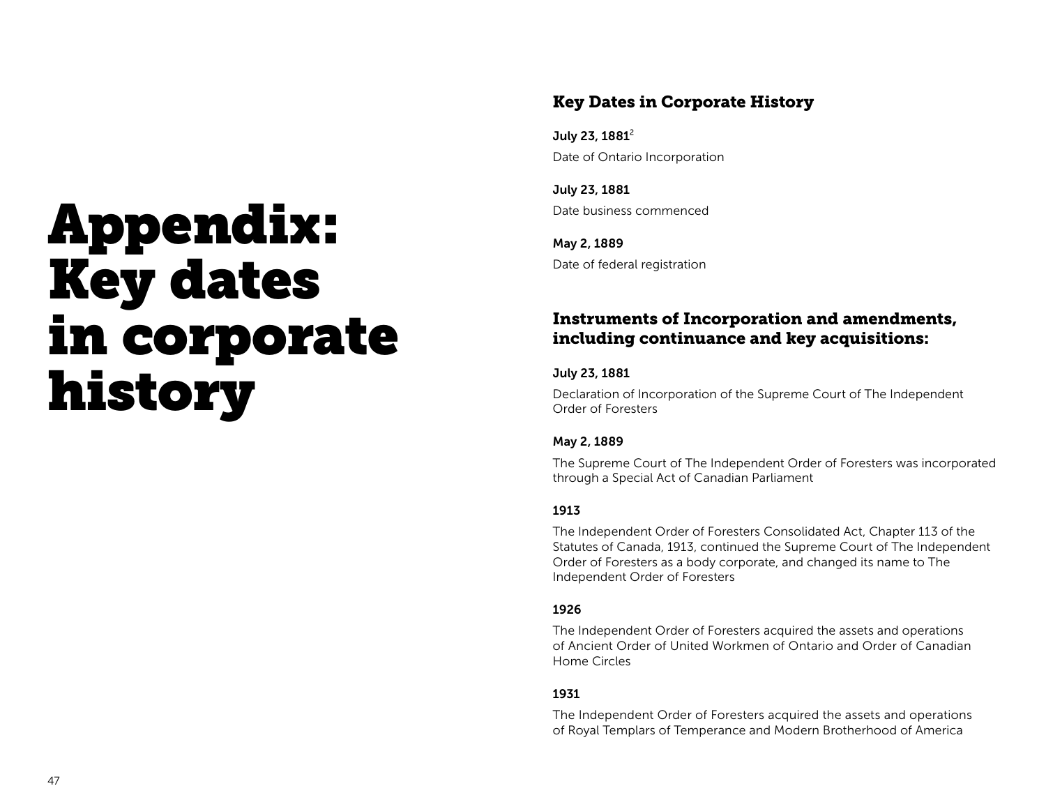# Appendix: Key dates in corporate history

## Key Dates in Corporate History

**July 23, 1881**[2]

Date of Ontario Incorporation

**July 23, 1881**

Date business commenced

**May 2, 1889**

Date of federal registration

## Instruments of Incorporation and amendments, including continuance and key acquisitions:

**July 23, 1881**

Declaration of Incorporation of the Supreme Court of The Independent Order of Foresters

**May 2, 1889**

The Supreme Court of The Independent Order of Foresters was incorporated through a Special Act of Canadian Parliament

**1913**

The Independent Order of Foresters Consolidated Act, Chapter 113 of the Statutes of Canada, 1913, continued the Supreme Court of The Independent Order of Foresters as a body corporate, and changed its name to The Independent Order of Foresters

**1926**

The Independent Order of Foresters acquired the assets and operations of Ancient Order of United Workmen of Ontario and Order of Canadian Home Circles

**1931**

The Independent Order of Foresters acquired the assets and operations of Royal Templars of Temperance and Modern Brotherhood of America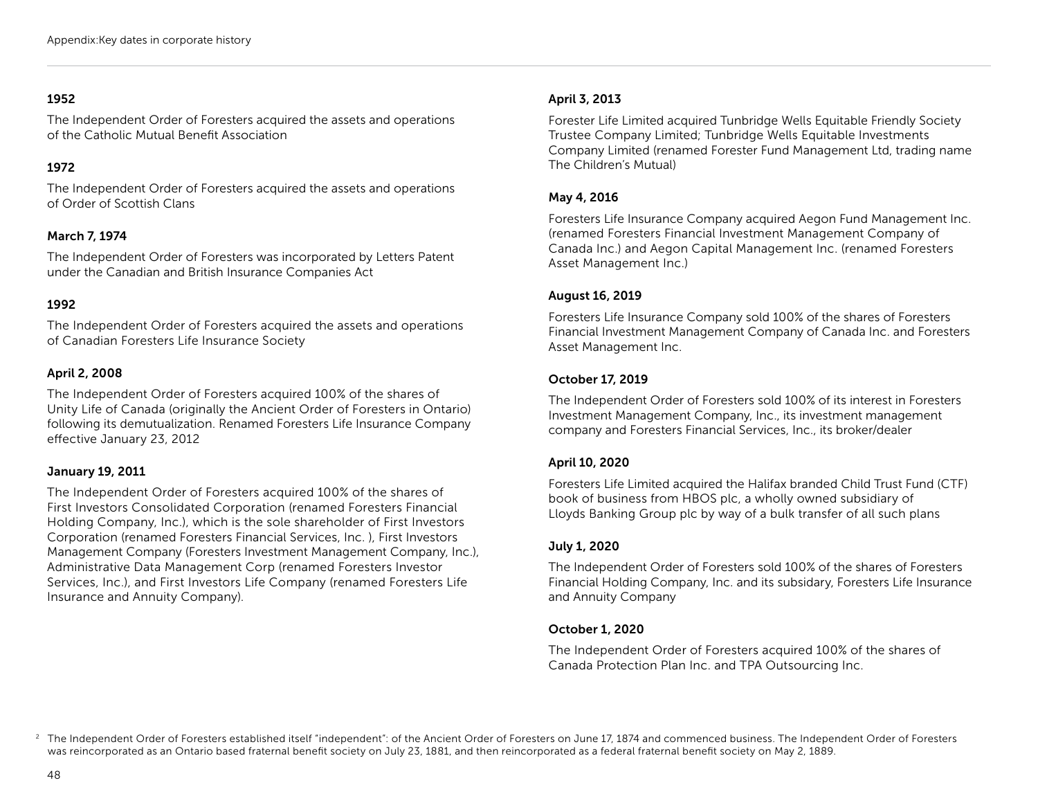**1952**

The Independent Order of Foresters acquired the assets and operations of the Catholic Mutual Benefit Association

**1972**

The Independent Order of Foresters acquired the assets and operations of Order of Scottish Clans

**March 7, 1974**

The Independent Order of Foresters was incorporated by Letters Patent under the Canadian and British Insurance Companies Act

**1992**

The Independent Order of Foresters acquired the assets and operations of Canadian Foresters Life Insurance Society

**April 2, 2008**

The Independent Order of Foresters acquired 100% of the shares of Unity Life of Canada (originally the Ancient Order of Foresters in Ontario) following its demutualization. Renamed Foresters Life Insurance Company effective January 23, 2012

**January 19, 2011**

The Independent Order of Foresters acquired 100% of the shares of First Investors Consolidated Corporation (renamed Foresters Financial Holding Company, Inc.), which is the sole shareholder of First Investors Corporation (renamed Foresters Financial Services, Inc. ), First Investors Management Company (Foresters Investment Management Company, Inc.), Administrative Data Management Corp (renamed Foresters Investor Services, Inc.), and First Investors Life Company (renamed Foresters Life Insurance and Annuity Company).

**April 3, 2013**

Forester Life Limited acquired Tunbridge Wells Equitable Friendly Society Trustee Company Limited; Tunbridge Wells Equitable Investments Company Limited (renamed Forester Fund Management Ltd, trading name The Children's Mutual)

**May 4, 2016**

Foresters Life Insurance Company acquired Aegon Fund Management Inc. (renamed Foresters Financial Investment Management Company of Canada Inc.) and Aegon Capital Management Inc. (renamed Foresters Asset Management Inc.)

**August 16, 2019**

Foresters Life Insurance Company sold 100% of the shares of Foresters Financial Investment Management Company of Canada Inc. and Foresters Asset Management Inc.

**October 17, 2019**

The Independent Order of Foresters sold 100% of its interest in Foresters Investment Management Company, Inc., its investment management company and Foresters Financial Services, Inc., its broker/dealer

**April 10, 2020**

Foresters Life Limited acquired the Halifax branded Child Trust Fund (CTF) book of business from HBOS plc, a wholly owned subsidiary of Lloyds Banking Group plc by way of a bulk transfer of all such plans

**July 1, 2020**

The Independent Order of Foresters sold 100% of the shares of Foresters Financial Holding Company, Inc. and its subsidary, Foresters Life Insurance and Annuity Company

**October 1, 2020**

The Independent Order of Foresters acquired 100% of the shares of Canada Protection Plan Inc. and TPA Outsourcing Inc.

[2] The Independent Order of Foresters established itself "independent": of the Ancient Order of Foresters on June 17, 1874 and commenced business. The Independent Order of Foresters was reincorporated as an Ontario based fraternal benefit society on July 23, 1881, and then reincorporated as a federal fraternal benefit society on May 2, 1889.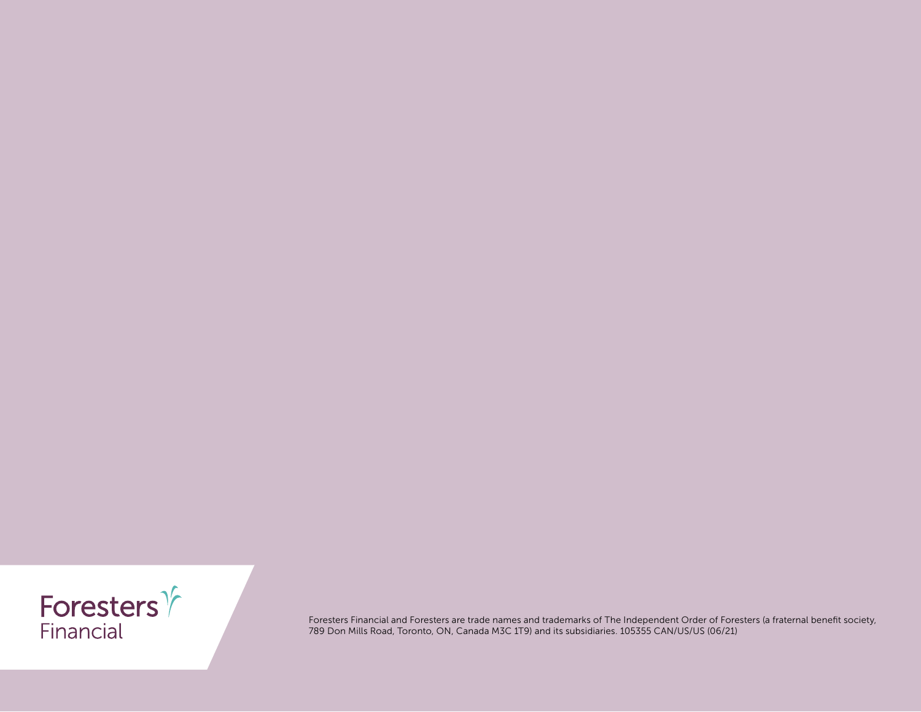Foresters
Financial

Foresters Financial and Foresters are trade names and trademarks of The Independent Order of Foresters (a fraternal benefit society, 789 Don Mills Road, Toronto, ON, Canada M3C 1T9) and its subsidiaries. 105355 CAN/US/US (06/21)